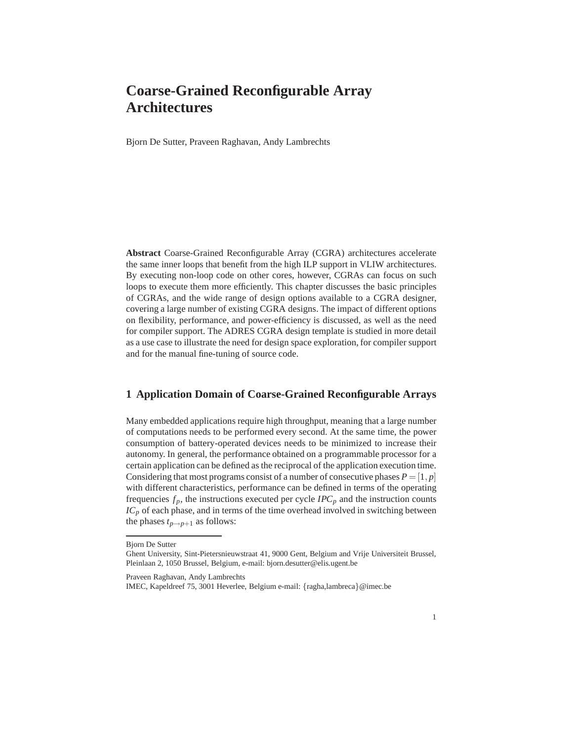# Coarse-Grained Reconfigurable Array Architectures

Bjorn De Sutter, Praveen Raghavan, Andy Lambrechts

**Abstract** Coarse-Grained Reconfigurable Array (CGRA) architectures accelerate the same inner loops that benefit from the high ILP support in VLIW architectures. By executing non-loop code on other cores, however, CGRAs can focus on such loops to execute them more efficiently. This chapter discusses the basic principles of CGRAs, and the wide range of design options available to a CGRA designer, covering a large number of existing CGRA designs. The impact of different options on flexibility, performance, and power-efficiency is discussed, as well as the need for compiler support. The ADRES CGRA design template is studied in more detail as a use case to illustrate the need for design space exploration, for compiler support and for the manual fine-tuning of source code.

## 1 Application Domain of Coarse-Grained Reconfigurable Arrays

Many embedded applications require high throughput, meaning that a large number of computations needs to be performed every second. At the same time, the power consumption of battery-operated devices needs to be minimized to increase their autonomy. In general, the performance obtained on a programmable processor for a certain application can be defined as the reciprocal of the application execution time. Considering that most programs consist of a number of consecutive phases $P = [1, p]$ with different characteristics, performance can be defined in terms of the operating frequencies $f_p$, the instructions executed per cycle $IPC_p$ and the instruction counts $IC_p$ of each phase, and in terms of the time overhead involved in switching between the phases $t_{p \rightarrow p+1}$ as follows:

---

Bjorn De Sutter
Ghent University, Sint-Pietersnieuwstraat 41, 9000 Gent, Belgium and Vrije Universiteit Brussel, Pleinlaan 2, 1050 Brussel, Belgium, e-mail: bjorn.desutter@elis.ugent.be

Praveen Raghavan, Andy Lambrechts
IMEC, Kapeldreef 75, 3001 Heverlee, Belgium e-mail: {ragha,lambreca}@imec.be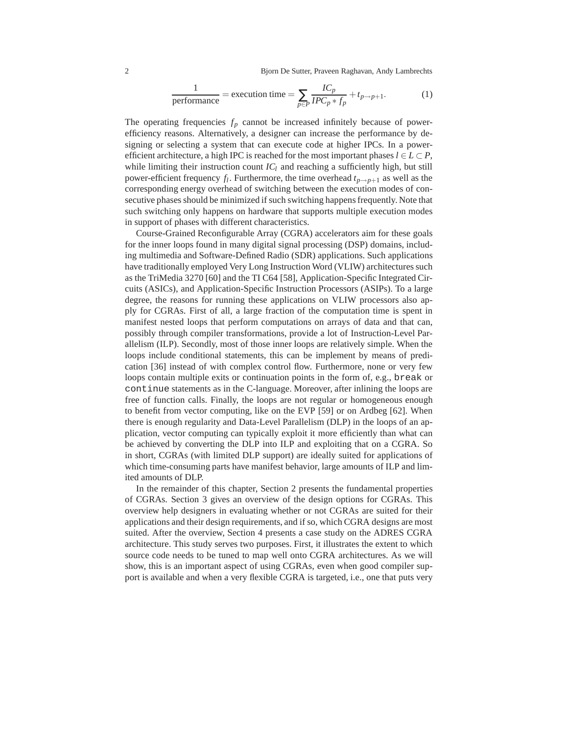$$\frac{1}{\text{performance}} = \text{execution time} = \sum_{p \in P} \frac{IC_p}{IPC_p * f_p} + t_{p \rightarrow p+1}. \quad (1)$$

The operating frequencies $f_p$ cannot be increased infinitely because of power-efficiency reasons. Alternatively, a designer can increase the performance by designing or selecting a system that can execute code at higher IPCs. In a power-efficient architecture, a high IPC is reached for the most important phases $l \in L \subset P$, while limiting their instruction count $IC_l$ and reaching a sufficiently high, but still power-efficient frequency $f_l$. Furthermore, the time overhead $t_{p \rightarrow p+1}$ as well as the corresponding energy overhead of switching between the execution modes of consecutive phases should be minimized if such switching happens frequently. Note that such switching only happens on hardware that supports multiple execution modes in support of phases with different characteristics.

Course-Grained Reconfigurable Array (CGRA) accelerators aim for these goals for the inner loops found in many digital signal processing (DSP) domains, including multimedia and Software-Defined Radio (SDR) applications. Such applications have traditionally employed Very Long Instruction Word (VLIW) architectures such as the TriMedia 3270 [60] and the TI C64 [58], Application-Specific Integrated Circuits (ASICs), and Application-Specific Instruction Processors (ASIPs). To a large degree, the reasons for running these applications on VLIW processors also apply for CGRAs. First of all, a large fraction of the computation time is spent in manifest nested loops that perform computations on arrays of data and that can, possibly through compiler transformations, provide a lot of Instruction-Level Parallelism (ILP). Secondly, most of those inner loops are relatively simple. When the loops include conditional statements, this can be implement by means of predication [36] instead of with complex control flow. Furthermore, none or very few loops contain multiple exits or continuation points in the form of, e.g., `break` or `continue` statements as in the C-language. Moreover, after inlining the loops are free of function calls. Finally, the loops are not regular or homogeneous enough to benefit from vector computing, like on the EVP [59] or on Ardbeg [62]. When there is enough regularity and Data-Level Parallelism (DLP) in the loops of an application, vector computing can typically exploit it more efficiently than what can be achieved by converting the DLP into ILP and exploiting that on a CGRA. So in short, CGRAs (with limited DLP support) are ideally suited for applications of which time-consuming parts have manifest behavior, large amounts of ILP and limited amounts of DLP.

In the remainder of this chapter, Section 2 presents the fundamental properties of CGRAs. Section 3 gives an overview of the design options for CGRAs. This overview help designers in evaluating whether or not CGRAs are suited for their applications and their design requirements, and if so, which CGRA designs are most suited. After the overview, Section 4 presents a case study on the ADRES CGRA architecture. This study serves two purposes. First, it illustrates the extent to which source code needs to be tuned to map well onto CGRA architectures. As we will show, this is an important aspect of using CGRAs, even when good compiler support is available and when a very flexible CGRA is targeted, i.e., one that puts very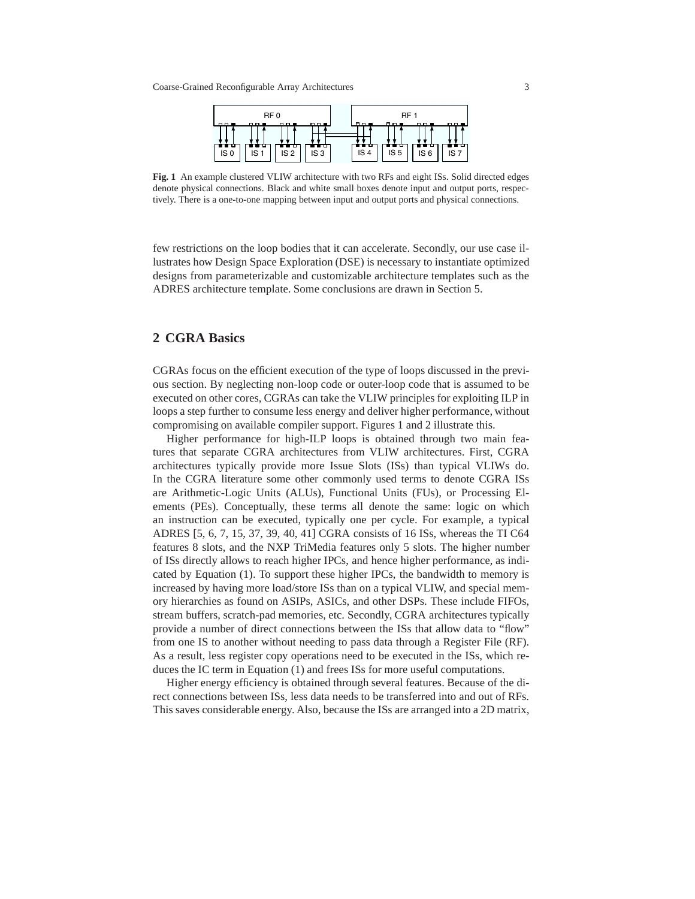**Fig. 1** An example clustered VLIW architecture with two RFs and eight ISs. Solid directed edges denote physical connections. Black and white small boxes denote input and output ports, respectively. There is a one-to-one mapping between input and output ports and physical connections.

few restrictions on the loop bodies that it can accelerate. Secondly, our use case illustrates how Design Space Exploration (DSE) is necessary to instantiate optimized designs from parameterizable and customizable architecture templates such as the ADRES architecture template. Some conclusions are drawn in Section 5.

## 2 CGRA Basics

CGRAs focus on the efficient execution of the type of loops discussed in the previous section. By neglecting non-loop code or outer-loop code that is assumed to be executed on other cores, CGRAs can take the VLIW principles for exploiting ILP in loops a step further to consume less energy and deliver higher performance, without compromising on available compiler support. Figures 1 and 2 illustrate this.

Higher performance for high-ILP loops is obtained through two main features that separate CGRA architectures from VLIW architectures. First, CGRA architectures typically provide more Issue Slots (ISs) than typical VLIWs do. In the CGRA literature some other commonly used terms to denote CGRA ISs are Arithmetic-Logic Units (ALUs), Functional Units (FUs), or Processing Elements (PEs). Conceptually, these terms all denote the same: logic on which an instruction can be executed, typically one per cycle. For example, a typical ADRES [5, 6, 7, 15, 37, 39, 40, 41] CGRA consists of 16 ISs, whereas the TI C64 features 8 slots, and the NXP TriMedia features only 5 slots. The higher number of ISs directly allows to reach higher IPCs, and hence higher performance, as indicated by Equation (1). To support these higher IPCs, the bandwidth to memory is increased by having more load/store ISs than on a typical VLIW, and special memory hierarchies as found on ASIPs, ASICs, and other DSPs. These include FIFOs, stream buffers, scratch-pad memories, etc. Secondly, CGRA architectures typically provide a number of direct connections between the ISs that allow data to "flow" from one IS to another without needing to pass data through a Register File (RF). As a result, less register copy operations need to be executed in the ISs, which reduces the IC term in Equation (1) and frees ISs for more useful computations.

Higher energy efficiency is obtained through several features. Because of the direct connections between ISs, less data needs to be transferred into and out of RFs. This saves considerable energy. Also, because the ISs are arranged into a 2D matrix,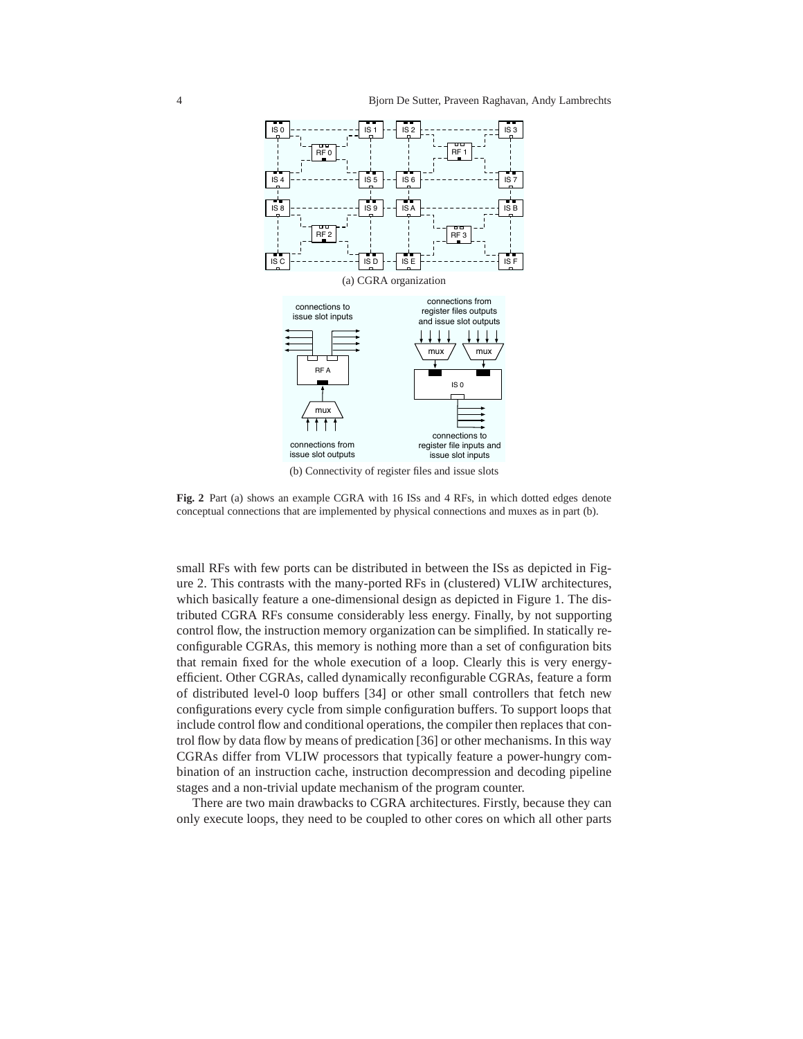(a) CGRA organization

(b) Connectivity of register files and issue slots

**Fig. 2** Part (a) shows an example CGRA with 16 ISs and 4 RFs, in which dotted edges denote conceptual connections that are implemented by physical connections and muxes as in part (b).

small RFs with few ports can be distributed in between the ISs as depicted in Figure 2. This contrasts with the many-ported RFs in (clustered) VLIW architectures, which basically feature a one-dimensional design as depicted in Figure 1. The distributed CGRA RFs consume considerably less energy. Finally, by not supporting control flow, the instruction memory organization can be simplified. In statically reconfigurable CGRAs, this memory is nothing more than a set of configuration bits that remain fixed for the whole execution of a loop. Clearly this is very energy-efficient. Other CGRAs, called dynamically reconfigurable CGRAs, feature a form of distributed level-0 loop buffers [34] or other small controllers that fetch new configurations every cycle from simple configuration buffers. To support loops that include control flow and conditional operations, the compiler then replaces that control flow by data flow by means of predication [36] or other mechanisms. In this way CGRAs differ from VLIW processors that typically feature a power-hungry combination of an instruction cache, instruction decompression and decoding pipeline stages and a non-trivial update mechanism of the program counter.

There are two main drawbacks to CGRA architectures. Firstly, because they can only execute loops, they need to be coupled to other cores on which all other parts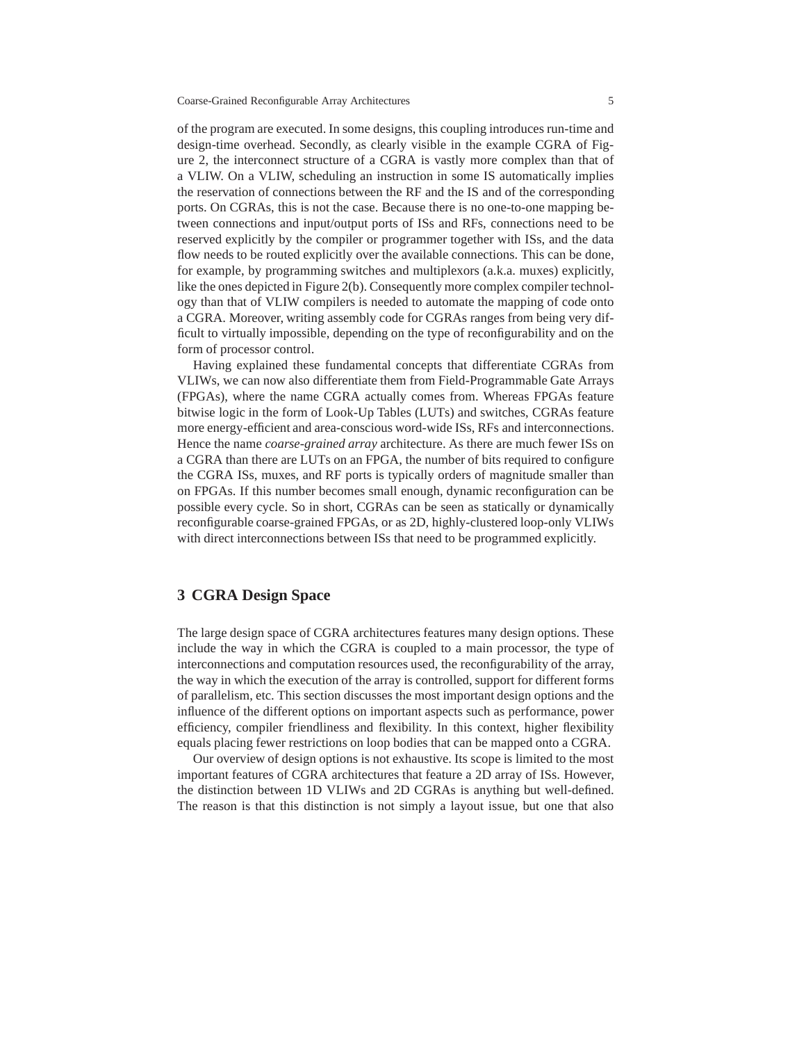of the program are executed. In some designs, this coupling introduces run-time and design-time overhead. Secondly, as clearly visible in the example CGRA of Figure 2, the interconnect structure of a CGRA is vastly more complex than that of a VLIW. On a VLIW, scheduling an instruction in some IS automatically implies the reservation of connections between the RF and the IS and of the corresponding ports. On CGRAs, this is not the case. Because there is no one-to-one mapping between connections and input/output ports of ISs and RFs, connections need to be reserved explicitly by the compiler or programmer together with ISs, and the data flow needs to be routed explicitly over the available connections. This can be done, for example, by programming switches and multiplexors (a.k.a. muxes) explicitly, like the ones depicted in Figure 2(b). Consequently more complex compiler technology than that of VLIW compilers is needed to automate the mapping of code onto a CGRA. Moreover, writing assembly code for CGRAs ranges from being very difficult to virtually impossible, depending on the type of reconfigurability and on the form of processor control.

Having explained these fundamental concepts that differentiate CGRAs from VLIWs, we can now also differentiate them from Field-Programmable Gate Arrays (FPGAs), where the name CGRA actually comes from. Whereas FPGAs feature bitwise logic in the form of Look-Up Tables (LUTs) and switches, CGRAs feature more energy-efficient and area-conscious word-wide ISs, RFs and interconnections. Hence the name *coarse-grained array* architecture. As there are much fewer ISs on a CGRA than there are LUTs on an FPGA, the number of bits required to configure the CGRA ISs, muxes, and RF ports is typically orders of magnitude smaller than on FPGAs. If this number becomes small enough, dynamic reconfiguration can be possible every cycle. So in short, CGRAs can be seen as statically or dynamically reconfigurable coarse-grained FPGAs, or as 2D, highly-clustered loop-only VLIWs with direct interconnections between ISs that need to be programmed explicitly.

## 3 CGRA Design Space

The large design space of CGRA architectures features many design options. These include the way in which the CGRA is coupled to a main processor, the type of interconnections and computation resources used, the reconfigurability of the array, the way in which the execution of the array is controlled, support for different forms of parallelism, etc. This section discusses the most important design options and the influence of the different options on important aspects such as performance, power efficiency, compiler friendliness and flexibility. In this context, higher flexibility equals placing fewer restrictions on loop bodies that can be mapped onto a CGRA.

Our overview of design options is not exhaustive. Its scope is limited to the most important features of CGRA architectures that feature a 2D array of ISs. However, the distinction between 1D VLIWs and 2D CGRAs is anything but well-defined. The reason is that this distinction is not simply a layout issue, but one that also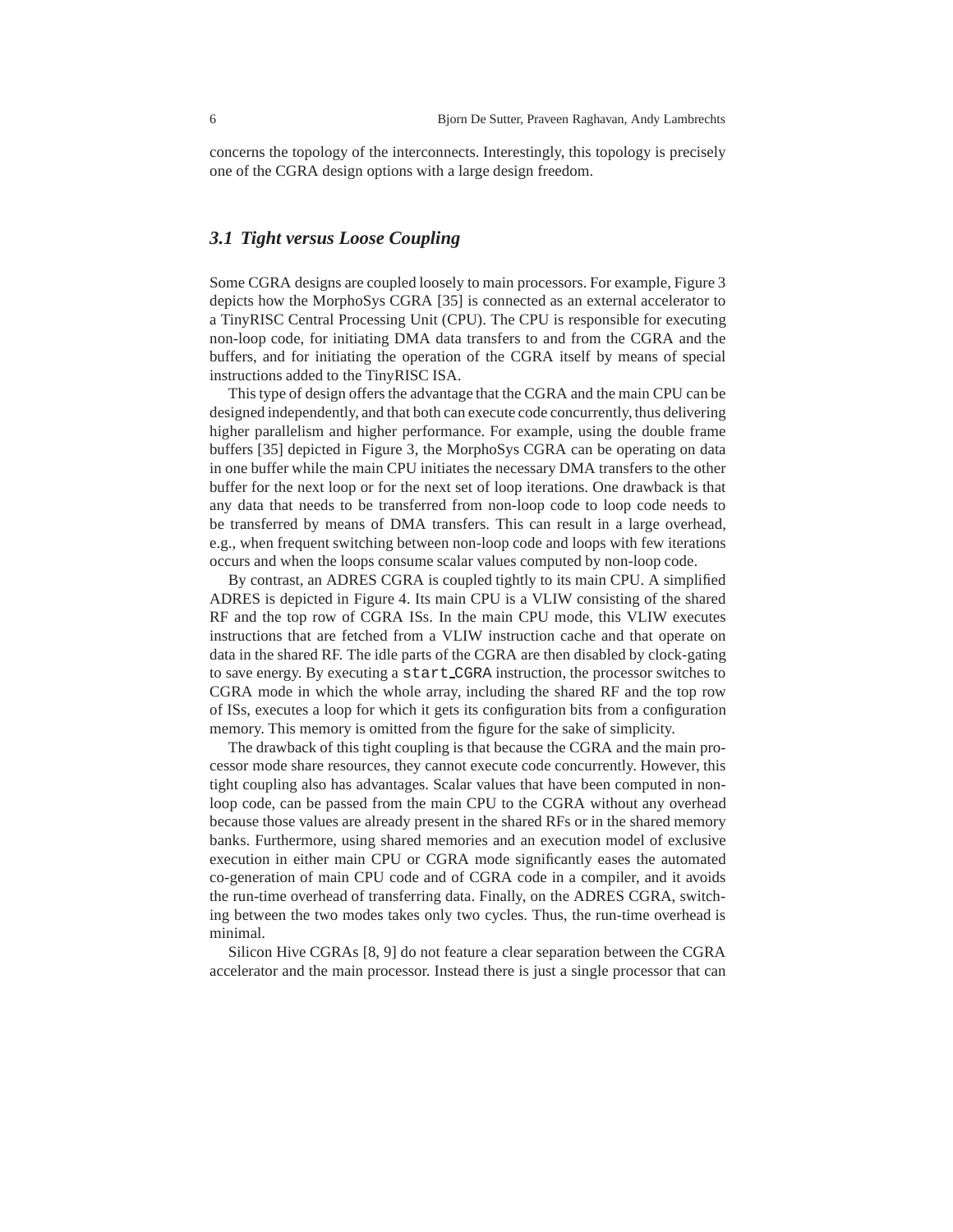concerns the topology of the interconnects. Interestingly, this topology is precisely one of the CGRA design options with a large design freedom.

### 3.1 Tight versus Loose Coupling

Some CGRA designs are coupled loosely to main processors. For example, Figure 3 depicts how the MorphoSys CGRA [35] is connected as an external accelerator to a TinyRISC Central Processing Unit (CPU). The CPU is responsible for executing non-loop code, for initiating DMA data transfers to and from the CGRA and the buffers, and for initiating the operation of the CGRA itself by means of special instructions added to the TinyRISC ISA.

This type of design offers the advantage that the CGRA and the main CPU can be designed independently, and that both can execute code concurrently, thus delivering higher parallelism and higher performance. For example, using the double frame buffers [35] depicted in Figure 3, the MorphoSys CGRA can be operating on data in one buffer while the main CPU initiates the necessary DMA transfers to the other buffer for the next loop or for the next set of loop iterations. One drawback is that any data that needs to be transferred from non-loop code to loop code needs to be transferred by means of DMA transfers. This can result in a large overhead, e.g., when frequent switching between non-loop code and loops with few iterations occurs and when the loops consume scalar values computed by non-loop code.

By contrast, an ADRES CGRA is coupled tightly to its main CPU. A simplified ADRES is depicted in Figure 4. Its main CPU is a VLIW consisting of the shared RF and the top row of CGRA ISs. In the main CPU mode, this VLIW executes instructions that are fetched from a VLIW instruction cache and that operate on data in the shared RF. The idle parts of the CGRA are then disabled by clock-gating to save energy. By executing a `start_CGRA` instruction, the processor switches to CGRA mode in which the whole array, including the shared RF and the top row of ISs, executes a loop for which it gets its configuration bits from a configuration memory. This memory is omitted from the figure for the sake of simplicity.

The drawback of this tight coupling is that because the CGRA and the main processor mode share resources, they cannot execute code concurrently. However, this tight coupling also has advantages. Scalar values that have been computed in non-loop code, can be passed from the main CPU to the CGRA without any overhead because those values are already present in the shared RFs or in the shared memory banks. Furthermore, using shared memories and an execution model of exclusive execution in either main CPU or CGRA mode significantly eases the automated co-generation of main CPU code and of CGRA code in a compiler, and it avoids the run-time overhead of transferring data. Finally, on the ADRES CGRA, switching between the two modes takes only two cycles. Thus, the run-time overhead is minimal.

Silicon Hive CGRAs [8, 9] do not feature a clear separation between the CGRA accelerator and the main processor. Instead there is just a single processor that can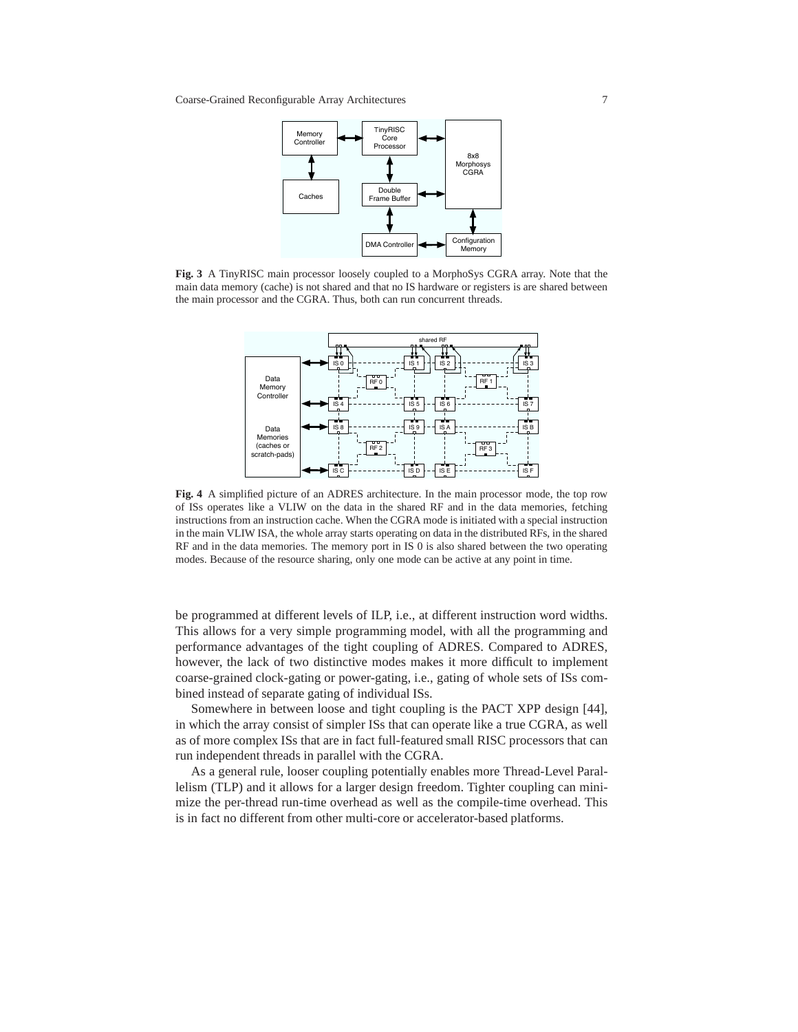**Fig. 3** A TinyRISC main processor loosely coupled to a MorphoSys CGRA array. Note that the main data memory (cache) is not shared and that no IS hardware or registers is are shared between the main processor and the CGRA. Thus, both can run concurrent threads.

**Fig. 4** A simplified picture of an ADRES architecture. In the main processor mode, the top row of ISs operates like a VLIW on the data in the shared RF and in the data memories, fetching instructions from an instruction cache. When the CGRA mode is initiated with a special instruction in the main VLIW ISA, the whole array starts operating on data in the distributed RFs, in the shared RF and in the data memories. The memory port in IS 0 is also shared between the two operating modes. Because of the resource sharing, only one mode can be active at any point in time.

be programmed at different levels of ILP, i.e., at different instruction word widths. This allows for a very simple programming model, with all the programming and performance advantages of the tight coupling of ADRES. Compared to ADRES, however, the lack of two distinctive modes makes it more difficult to implement coarse-grained clock-gating or power-gating, i.e., gating of whole sets of ISs combined instead of separate gating of individual ISs.

Somewhere in between loose and tight coupling is the PACT XPP design [44], in which the array consist of simpler ISs that can operate like a true CGRA, as well as of more complex ISs that are in fact full-featured small RISC processors that can run independent threads in parallel with the CGRA.

As a general rule, looser coupling potentially enables more Thread-Level Parallelism (TLP) and it allows for a larger design freedom. Tighter coupling can minimize the per-thread run-time overhead as well as the compile-time overhead. This is in fact no different from other multi-core or accelerator-based platforms.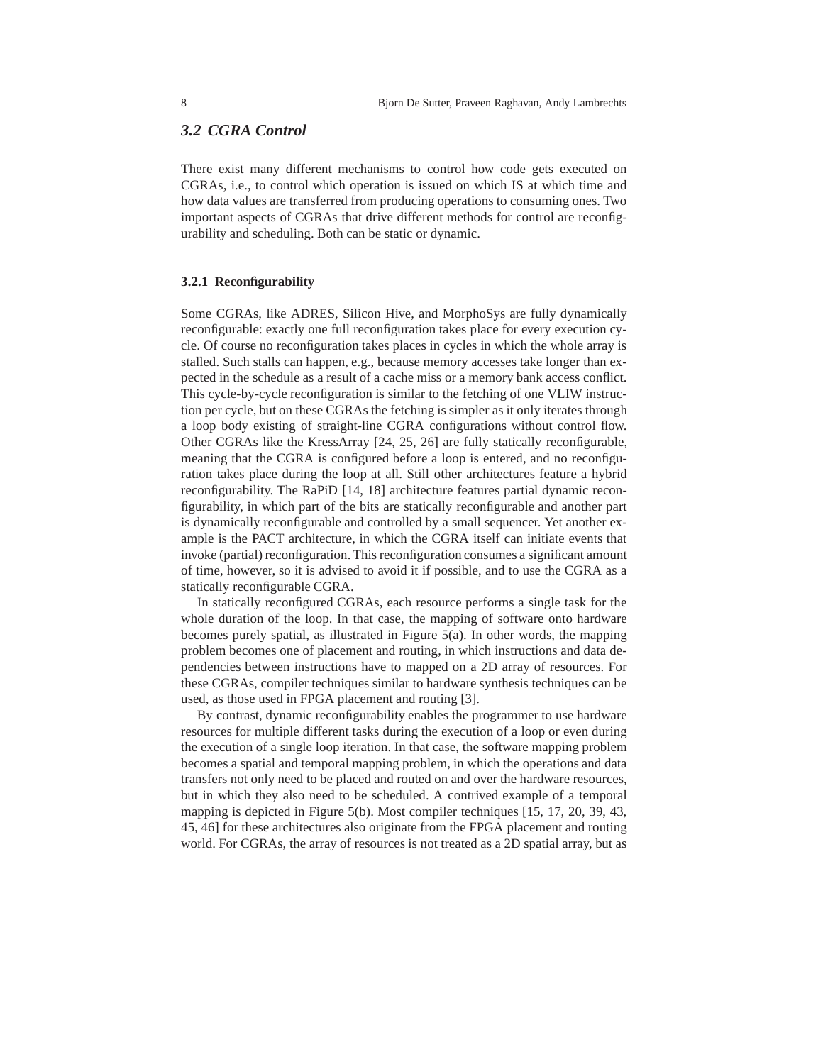## 3.2 CGRA Control

There exist many different mechanisms to control how code gets executed on CGRAs, i.e., to control which operation is issued on which IS at which time and how data values are transferred from producing operations to consuming ones. Two important aspects of CGRAs that drive different methods for control are reconfigurability and scheduling. Both can be static or dynamic.

### 3.2.1 Reconfigurability

Some CGRAs, like ADRES, Silicon Hive, and MorphoSys are fully dynamically reconfigurable: exactly one full reconfiguration takes place for every execution cycle. Of course no reconfiguration takes places in cycles in which the whole array is stalled. Such stalls can happen, e.g., because memory accesses take longer than expected in the schedule as a result of a cache miss or a memory bank access conflict. This cycle-by-cycle reconfiguration is similar to the fetching of one VLIW instruction per cycle, but on these CGRAs the fetching is simpler as it only iterates through a loop body existing of straight-line CGRA configurations without control flow. Other CGRAs like the KressArray [24, 25, 26] are fully statically reconfigurable, meaning that the CGRA is configured before a loop is entered, and no reconfiguration takes place during the loop at all. Still other architectures feature a hybrid reconfigurability. The RaPiD [14, 18] architecture features partial dynamic reconfigurability, in which part of the bits are statically reconfigurable and another part is dynamically reconfigurable and controlled by a small sequencer. Yet another example is the PACT architecture, in which the CGRA itself can initiate events that invoke (partial) reconfiguration. This reconfiguration consumes a significant amount of time, however, so it is advised to avoid it if possible, and to use the CGRA as a statically reconfigurable CGRA.

In statically reconfigured CGRAs, each resource performs a single task for the whole duration of the loop. In that case, the mapping of software onto hardware becomes purely spatial, as illustrated in Figure 5(a). In other words, the mapping problem becomes one of placement and routing, in which instructions and data dependencies between instructions have to mapped on a 2D array of resources. For these CGRAs, compiler techniques similar to hardware synthesis techniques can be used, as those used in FPGA placement and routing [3].

By contrast, dynamic reconfigurability enables the programmer to use hardware resources for multiple different tasks during the execution of a loop or even during the execution of a single loop iteration. In that case, the software mapping problem becomes a spatial and temporal mapping problem, in which the operations and data transfers not only need to be placed and routed on and over the hardware resources, but in which they also need to be scheduled. A contrived example of a temporal mapping is depicted in Figure 5(b). Most compiler techniques [15, 17, 20, 39, 43, 45, 46] for these architectures also originate from the FPGA placement and routing world. For CGRAs, the array of resources is not treated as a 2D spatial array, but as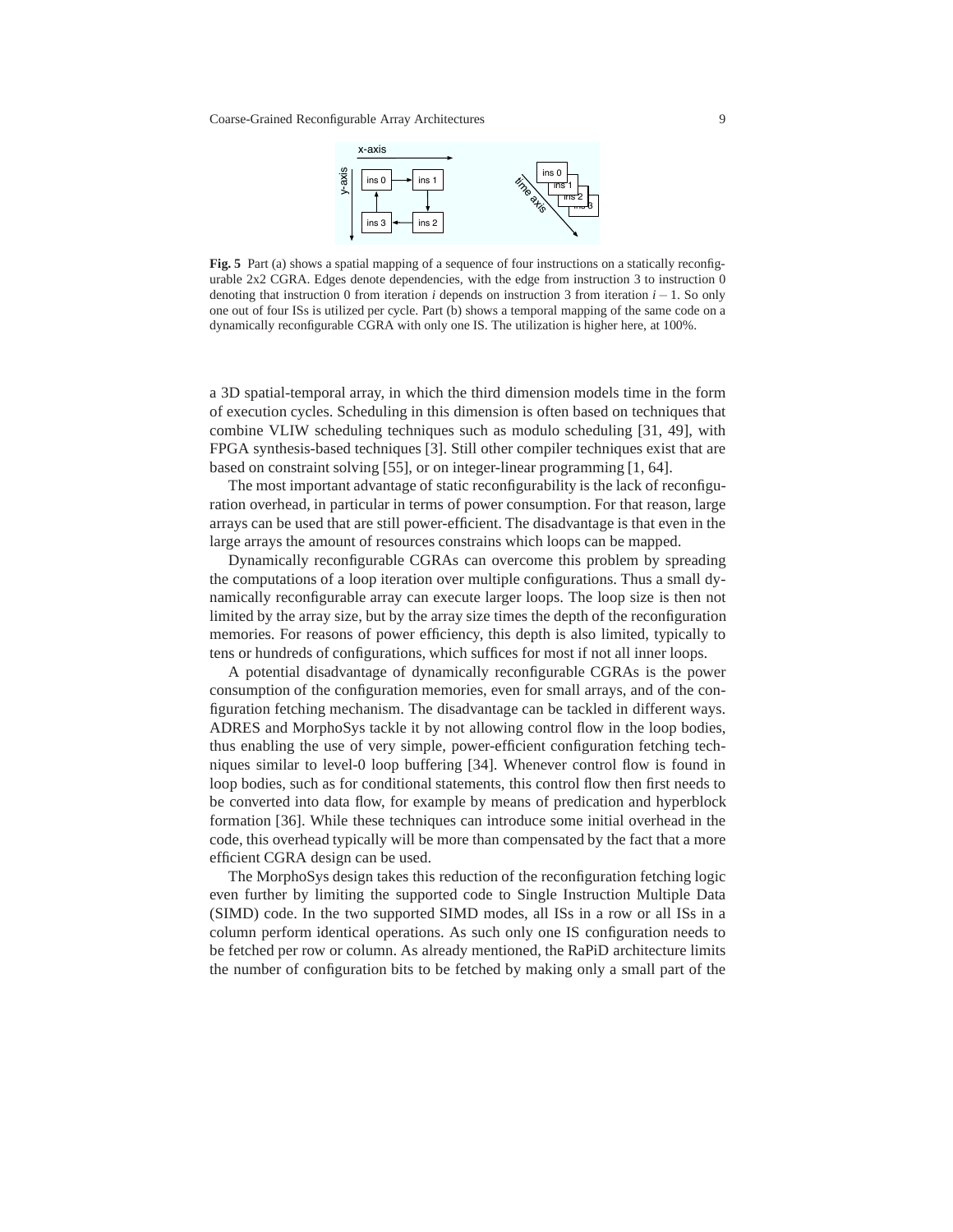x-axis

y-axis

ins 0

ins 1

ins 3

ins 2

time axis

ins 0

ins 1

ins 2

ins 3

**Fig. 5** Part (a) shows a spatial mapping of a sequence of four instructions on a statically reconfigurable 2x2 CGRA. Edges denote dependencies, with the edge from instruction 3 to instruction 0 denoting that instruction 0 from iteration $i$ depends on instruction 3 from iteration $i-1$. So only one out of four ISs is utilized per cycle. Part (b) shows a temporal mapping of the same code on a dynamically reconfigurable CGRA with only one IS. The utilization is higher here, at 100%.

a 3D spatial-temporal array, in which the third dimension models time in the form of execution cycles. Scheduling in this dimension is often based on techniques that combine VLIW scheduling techniques such as modulo scheduling [31, 49], with FPGA synthesis-based techniques [3]. Still other compiler techniques exist that are based on constraint solving [55], or on integer-linear programming [1, 64].

The most important advantage of static reconfigurability is the lack of reconfiguration overhead, in particular in terms of power consumption. For that reason, large arrays can be used that are still power-efficient. The disadvantage is that even in the large arrays the amount of resources constrains which loops can be mapped.

Dynamically reconfigurable CGRAs can overcome this problem by spreading the computations of a loop iteration over multiple configurations. Thus a small dynamically reconfigurable array can execute larger loops. The loop size is then not limited by the array size, but by the array size times the depth of the reconfiguration memories. For reasons of power efficiency, this depth is also limited, typically to tens or hundreds of configurations, which suffices for most if not all inner loops.

A potential disadvantage of dynamically reconfigurable CGRAs is the power consumption of the configuration memories, even for small arrays, and of the configuration fetching mechanism. The disadvantage can be tackled in different ways. ADRES and MorphoSys tackle it by not allowing control flow in the loop bodies, thus enabling the use of very simple, power-efficient configuration fetching techniques similar to level-0 loop buffering [34]. Whenever control flow is found in loop bodies, such as for conditional statements, this control flow then first needs to be converted into data flow, for example by means of predication and hyperblock formation [36]. While these techniques can introduce some initial overhead in the code, this overhead typically will be more than compensated by the fact that a more efficient CGRA design can be used.

The MorphoSys design takes this reduction of the reconfiguration fetching logic even further by limiting the supported code to Single Instruction Multiple Data (SIMD) code. In the two supported SIMD modes, all ISs in a row or all ISs in a column perform identical operations. As such only one IS configuration needs to be fetched per row or column. As already mentioned, the RaPiD architecture limits the number of configuration bits to be fetched by making only a small part of the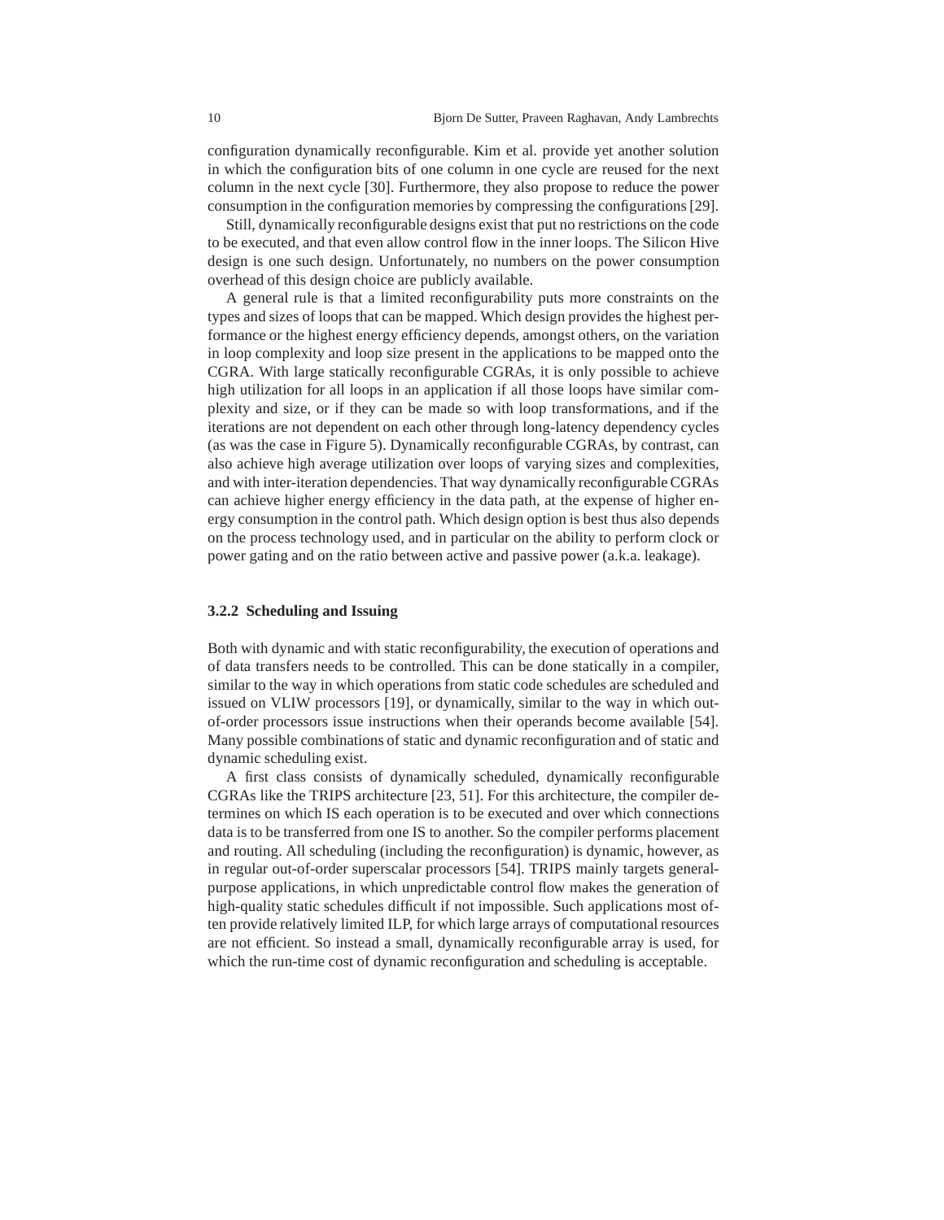configuration dynamically reconfigurable. Kim et al. provide yet another solution in which the configuration bits of one column in one cycle are reused for the next column in the next cycle [30]. Furthermore, they also propose to reduce the power consumption in the configuration memories by compressing the configurations [29].

Still, dynamically reconfigurable designs exist that put no restrictions on the code to be executed, and that even allow control flow in the inner loops. The Silicon Hive design is one such design. Unfortunately, no numbers on the power consumption overhead of this design choice are publicly available.

A general rule is that a limited reconfigurability puts more constraints on the types and sizes of loops that can be mapped. Which design provides the highest performance or the highest energy efficiency depends, amongst others, on the variation in loop complexity and loop size present in the applications to be mapped onto the CGRA. With large statically reconfigurable CGRAs, it is only possible to achieve high utilization for all loops in an application if all those loops have similar complexity and size, or if they can be made so with loop transformations, and if the iterations are not dependent on each other through long-latency dependency cycles (as was the case in Figure 5). Dynamically reconfigurable CGRAs, by contrast, can also achieve high average utilization over loops of varying sizes and complexities, and with inter-iteration dependencies. That way dynamically reconfigurable CGRAs can achieve higher energy efficiency in the data path, at the expense of higher energy consumption in the control path. Which design option is best thus also depends on the process technology used, and in particular on the ability to perform clock or power gating and on the ratio between active and passive power (a.k.a. leakage).

### 3.2.2 Scheduling and Issuing

Both with dynamic and with static reconfigurability, the execution of operations and of data transfers needs to be controlled. This can be done statically in a compiler, similar to the way in which operations from static code schedules are scheduled and issued on VLIW processors [19], or dynamically, similar to the way in which out-of-order processors issue instructions when their operands become available [54]. Many possible combinations of static and dynamic reconfiguration and of static and dynamic scheduling exist.

A first class consists of dynamically scheduled, dynamically reconfigurable CGRAs like the TRIPS architecture [23, 51]. For this architecture, the compiler determines on which IS each operation is to be executed and over which connections data is to be transferred from one IS to another. So the compiler performs placement and routing. All scheduling (including the reconfiguration) is dynamic, however, as in regular out-of-order superscalar processors [54]. TRIPS mainly targets general-purpose applications, in which unpredictable control flow makes the generation of high-quality static schedules difficult if not impossible. Such applications most often provide relatively limited ILP, for which large arrays of computational resources are not efficient. So instead a small, dynamically reconfigurable array is used, for which the run-time cost of dynamic reconfiguration and scheduling is acceptable.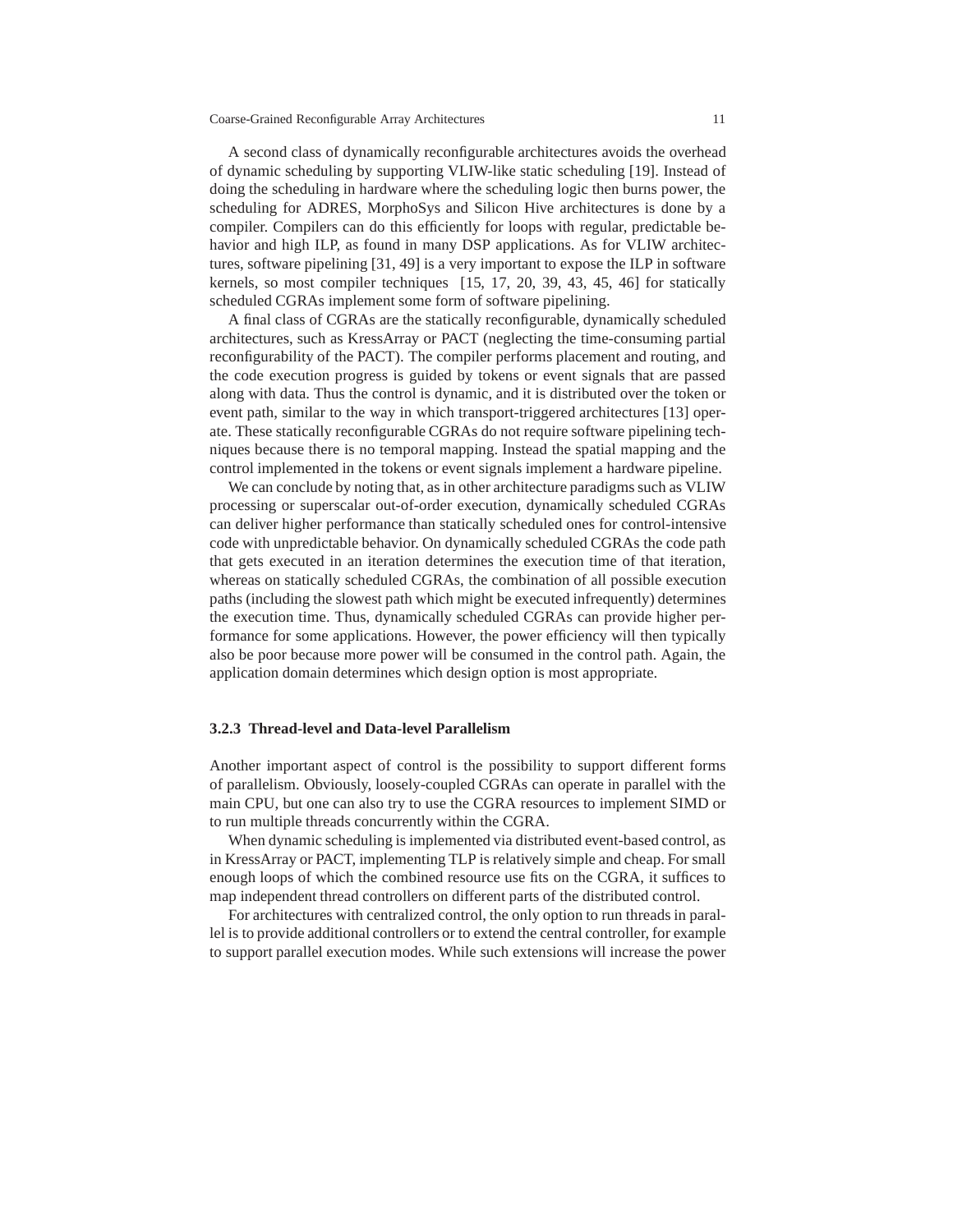A second class of dynamically reconfigurable architectures avoids the overhead of dynamic scheduling by supporting VLIW-like static scheduling [19]. Instead of doing the scheduling in hardware where the scheduling logic then burns power, the scheduling for ADRES, MorphoSys and Silicon Hive architectures is done by a compiler. Compilers can do this efficiently for loops with regular, predictable behavior and high ILP, as found in many DSP applications. As for VLIW architectures, software pipelining [31, 49] is a very important to expose the ILP in software kernels, so most compiler techniques [15, 17, 20, 39, 43, 45, 46] for statically scheduled CGRAs implement some form of software pipelining.

A final class of CGRAs are the statically reconfigurable, dynamically scheduled architectures, such as KressArray or PACT (neglecting the time-consuming partial reconfigurability of the PACT). The compiler performs placement and routing, and the code execution progress is guided by tokens or event signals that are passed along with data. Thus the control is dynamic, and it is distributed over the token or event path, similar to the way in which transport-triggered architectures [13] operate. These statically reconfigurable CGRAs do not require software pipelining techniques because there is no temporal mapping. Instead the spatial mapping and the control implemented in the tokens or event signals implement a hardware pipeline.

We can conclude by noting that, as in other architecture paradigms such as VLIW processing or superscalar out-of-order execution, dynamically scheduled CGRAs can deliver higher performance than statically scheduled ones for control-intensive code with unpredictable behavior. On dynamically scheduled CGRAs the code path that gets executed in an iteration determines the execution time of that iteration, whereas on statically scheduled CGRAs, the combination of all possible execution paths (including the slowest path which might be executed infrequently) determines the execution time. Thus, dynamically scheduled CGRAs can provide higher performance for some applications. However, the power efficiency will then typically also be poor because more power will be consumed in the control path. Again, the application domain determines which design option is most appropriate.

### 3.2.3 Thread-level and Data-level Parallelism

Another important aspect of control is the possibility to support different forms of parallelism. Obviously, loosely-coupled CGRAs can operate in parallel with the main CPU, but one can also try to use the CGRA resources to implement SIMD or to run multiple threads concurrently within the CGRA.

When dynamic scheduling is implemented via distributed event-based control, as in KressArray or PACT, implementing TLP is relatively simple and cheap. For small enough loops of which the combined resource use fits on the CGRA, it suffices to map independent thread controllers on different parts of the distributed control.

For architectures with centralized control, the only option to run threads in parallel is to provide additional controllers or to extend the central controller, for example to support parallel execution modes. While such extensions will increase the power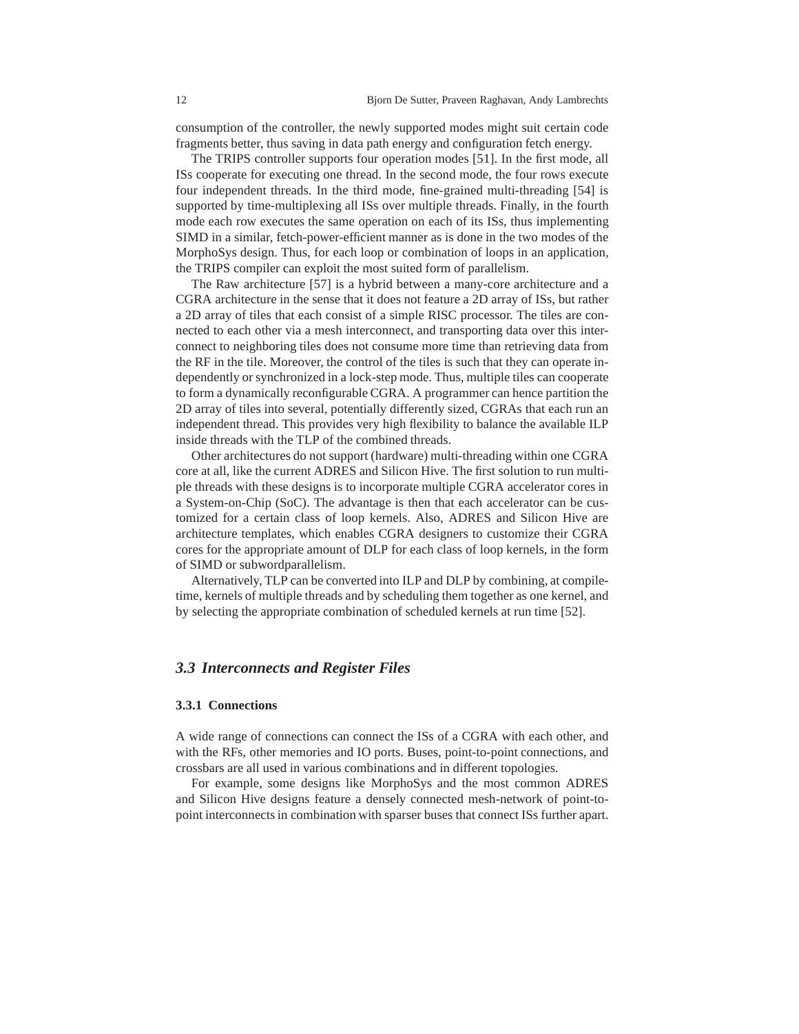consumption of the controller, the newly supported modes might suit certain code fragments better, thus saving in data path energy and configuration fetch energy.

The TRIPS controller supports four operation modes [51]. In the first mode, all ISs cooperate for executing one thread. In the second mode, the four rows execute four independent threads. In the third mode, fine-grained multi-threading [54] is supported by time-multiplexing all ISs over multiple threads. Finally, in the fourth mode each row executes the same operation on each of its ISs, thus implementing SIMD in a similar, fetch-power-efficient manner as is done in the two modes of the MorphoSys design. Thus, for each loop or combination of loops in an application, the TRIPS compiler can exploit the most suited form of parallelism.

The Raw architecture [57] is a hybrid between a many-core architecture and a CGRA architecture in the sense that it does not feature a 2D array of ISs, but rather a 2D array of tiles that each consist of a simple RISC processor. The tiles are connected to each other via a mesh interconnect, and transporting data over this interconnect to neighboring tiles does not consume more time than retrieving data from the RF in the tile. Moreover, the control of the tiles is such that they can operate independently or synchronized in a lock-step mode. Thus, multiple tiles can cooperate to form a dynamically reconfigurable CGRA. A programmer can hence partition the 2D array of tiles into several, potentially differently sized, CGRAs that each run an independent thread. This provides very high flexibility to balance the available ILP inside threads with the TLP of the combined threads.

Other architectures do not support (hardware) multi-threading within one CGRA core at all, like the current ADRES and Silicon Hive. The first solution to run multiple threads with these designs is to incorporate multiple CGRA accelerator cores in a System-on-Chip (SoC). The advantage is then that each accelerator can be customized for a certain class of loop kernels. Also, ADRES and Silicon Hive are architecture templates, which enables CGRA designers to customize their CGRA cores for the appropriate amount of DLP for each class of loop kernels, in the form of SIMD or subwordparallelism.

Alternatively, TLP can be converted into ILP and DLP by combining, at compile-time, kernels of multiple threads and by scheduling them together as one kernel, and by selecting the appropriate combination of scheduled kernels at run time [52].

## *3.3 Interconnects and Register Files*

### 3.3.1 Connections

A wide range of connections can connect the ISs of a CGRA with each other, and with the RFs, other memories and IO ports. Buses, point-to-point connections, and crossbars are all used in various combinations and in different topologies.

For example, some designs like MorphoSys and the most common ADRES and Silicon Hive designs feature a densely connected mesh-network of point-to-point interconnects in combination with sparser buses that connect ISs further apart.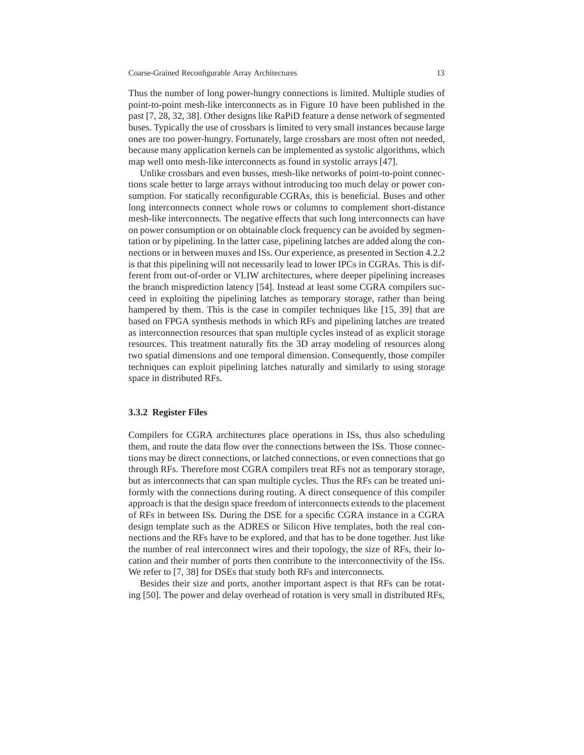Thus the number of long power-hungry connections is limited. Multiple studies of point-to-point mesh-like interconnects as in Figure 10 have been published in the past [7, 28, 32, 38]. Other designs like RaPiD feature a dense network of segmented buses. Typically the use of crossbars is limited to very small instances because large ones are too power-hungry. Fortunately, large crossbars are most often not needed, because many application kernels can be implemented as systolic algorithms, which map well onto mesh-like interconnects as found in systolic arrays [47].

Unlike crossbars and even busses, mesh-like networks of point-to-point connections scale better to large arrays without introducing too much delay or power consumption. For statically reconfigurable CGRAs, this is beneficial. Buses and other long interconnects connect whole rows or columns to complement short-distance mesh-like interconnects. The negative effects that such long interconnects can have on power consumption or on obtainable clock frequency can be avoided by segmentation or by pipelining. In the latter case, pipelining latches are added along the connections or in between muxes and ISs. Our experience, as presented in Section 4.2.2 is that this pipelining will not necessarily lead to lower IPCs in CGRAs. This is different from out-of-order or VLIW architectures, where deeper pipelining increases the branch misprediction latency [54]. Instead at least some CGRA compilers succeed in exploiting the pipelining latches as temporary storage, rather than being hampered by them. This is the case in compiler techniques like [15, 39] that are based on FPGA synthesis methods in which RFs and pipelining latches are treated as interconnection resources that span multiple cycles instead of as explicit storage resources. This treatment naturally fits the 3D array modeling of resources along two spatial dimensions and one temporal dimension. Consequently, those compiler techniques can exploit pipelining latches naturally and similarly to using storage space in distributed RFs.

### 3.3.2 Register Files

Compilers for CGRA architectures place operations in ISs, thus also scheduling them, and route the data flow over the connections between the ISs. Those connections may be direct connections, or latched connections, or even connections that go through RFs. Therefore most CGRA compilers treat RFs not as temporary storage, but as interconnects that can span multiple cycles. Thus the RFs can be treated uniformly with the connections during routing. A direct consequence of this compiler approach is that the design space freedom of interconnects extends to the placement of RFs in between ISs. During the DSE for a specific CGRA instance in a CGRA design template such as the ADRES or Silicon Hive templates, both the real connections and the RFs have to be explored, and that has to be done together. Just like the number of real interconnect wires and their topology, the size of RFs, their location and their number of ports then contribute to the interconnectivity of the ISs. We refer to [7, 38] for DSEs that study both RFs and interconnects.

Besides their size and ports, another important aspect is that RFs can be rotating [50]. The power and delay overhead of rotation is very small in distributed RFs,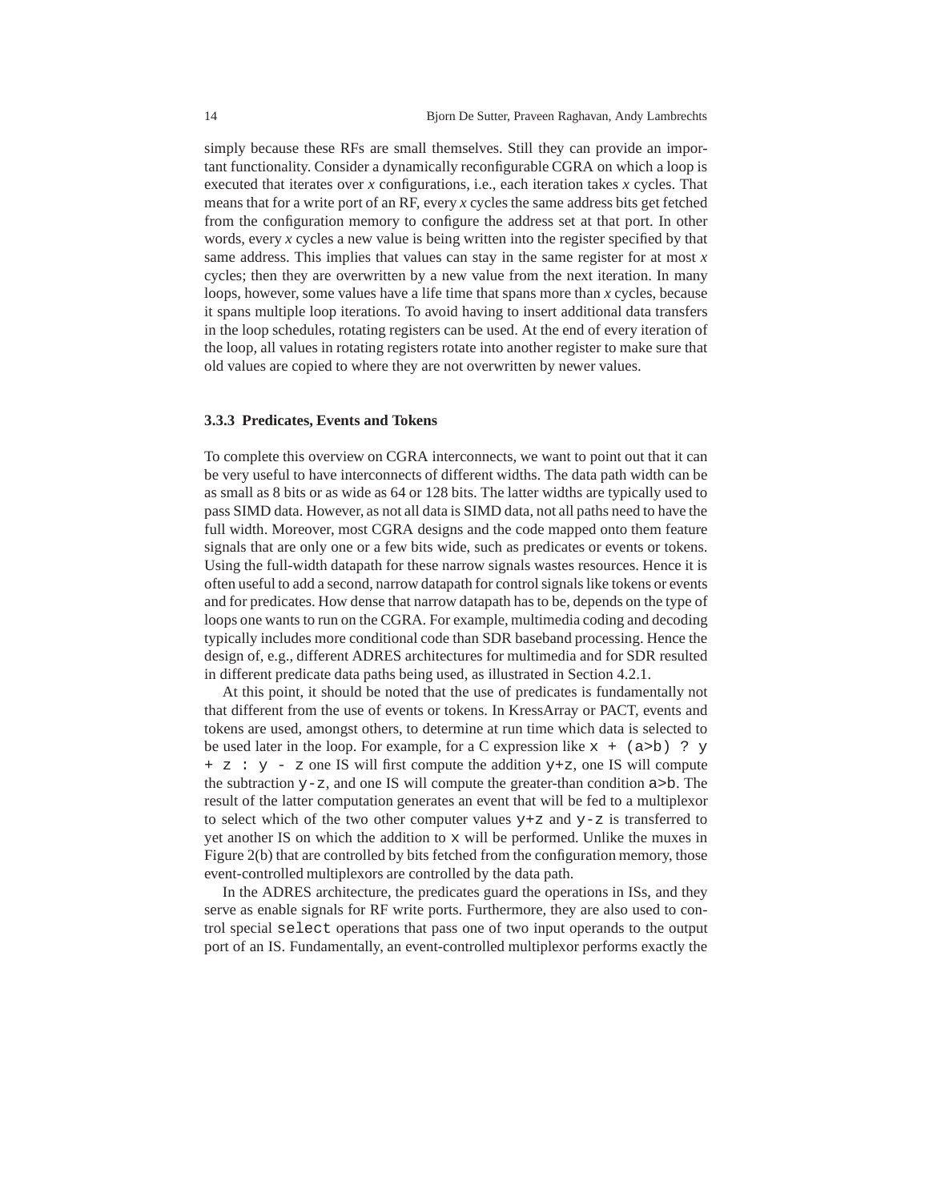simply because these RFs are small themselves. Still they can provide an important functionality. Consider a dynamically reconfigurable CGRA on which a loop is executed that iterates over *x* configurations, i.e., each iteration takes *x* cycles. That means that for a write port of an RF, every *x* cycles the same address bits get fetched from the configuration memory to configure the address set at that port. In other words, every *x* cycles a new value is being written into the register specified by that same address. This implies that values can stay in the same register for at most *x* cycles; then they are overwritten by a new value from the next iteration. In many loops, however, some values have a life time that spans more than *x* cycles, because it spans multiple loop iterations. To avoid having to insert additional data transfers in the loop schedules, rotating registers can be used. At the end of every iteration of the loop, all values in rotating registers rotate into another register to make sure that old values are copied to where they are not overwritten by newer values.

### 3.3.3 Predicates, Events and Tokens

To complete this overview on CGRA interconnects, we want to point out that it can be very useful to have interconnects of different widths. The data path width can be as small as 8 bits or as wide as 64 or 128 bits. The latter widths are typically used to pass SIMD data. However, as not all data is SIMD data, not all paths need to have the full width. Moreover, most CGRA designs and the code mapped onto them feature signals that are only one or a few bits wide, such as predicates or events or tokens. Using the full-width datapath for these narrow signals wastes resources. Hence it is often useful to add a second, narrow datapath for control signals like tokens or events and for predicates. How dense that narrow datapath has to be, depends on the type of loops one wants to run on the CGRA. For example, multimedia coding and decoding typically includes more conditional code than SDR baseband processing. Hence the design of, e.g., different ADRES architectures for multimedia and for SDR resulted in different predicate data paths being used, as illustrated in Section 4.2.1.

At this point, it should be noted that the use of predicates is fundamentally not that different from the use of events or tokens. In KressArray or PACT, events and tokens are used, amongst others, to determine at run time which data is selected to be used later in the loop. For example, for a C expression like `x + (a>b) ? y + z : y - z` one IS will first compute the addition `y+z`, one IS will compute the subtraction `y-z`, and one IS will compute the greater-than condition `a>b`. The result of the latter computation generates an event that will be fed to a multiplexor to select which of the two other computer values `y+z` and `y-z` is transferred to yet another IS on which the addition to `x` will be performed. Unlike the muxes in Figure 2(b) that are controlled by bits fetched from the configuration memory, those event-controlled multiplexors are controlled by the data path.

In the ADRES architecture, the predicates guard the operations in ISs, and they serve as enable signals for RF write ports. Furthermore, they are also used to control special `select` operations that pass one of two input operands to the output port of an IS. Fundamentally, an event-controlled multiplexor performs exactly the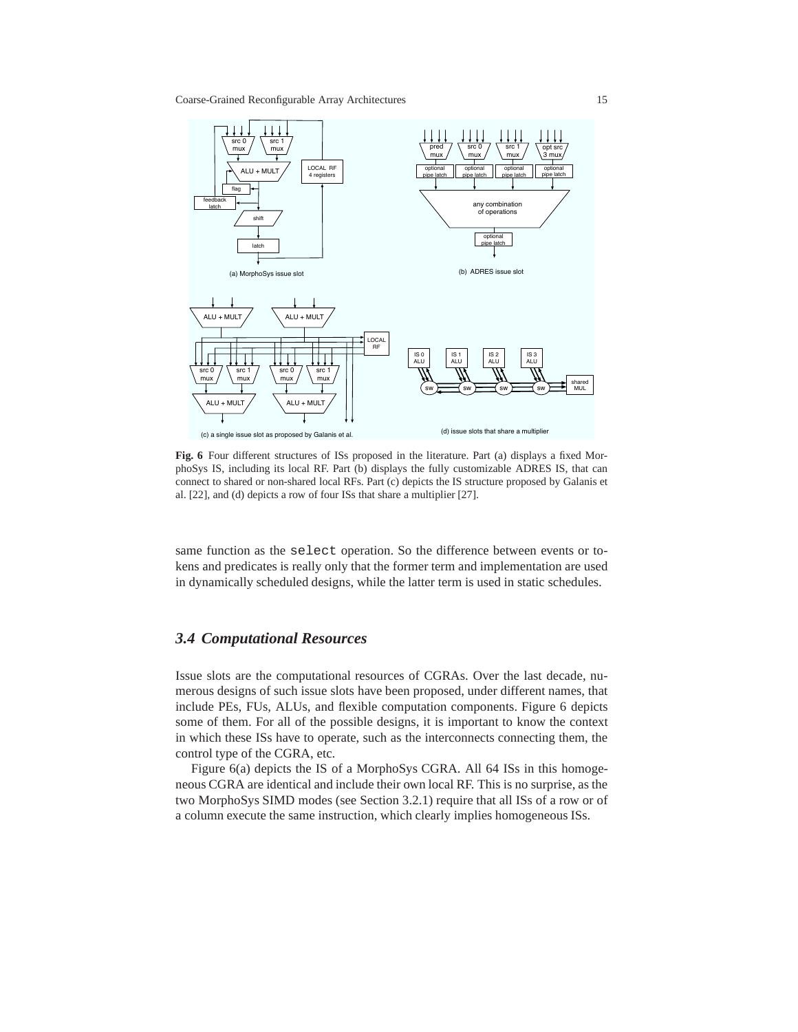**Fig. 6** Four different structures of ISs proposed in the literature. Part (a) displays a fixed MorphoSys IS, including its local RF. Part (b) displays the fully customizable ADRES IS, that can connect to shared or non-shared local RFs. Part (c) depicts the IS structure proposed by Galanis et al. [22], and (d) depicts a row of four ISs that share a multiplier [27].

same function as the `select` operation. So the difference between events or tokens and predicates is really only that the former term and implementation are used in dynamically scheduled designs, while the latter term is used in static schedules.

### *3.4 Computational Resources*

Issue slots are the computational resources of CGRAs. Over the last decade, numerous designs of such issue slots have been proposed, under different names, that include PEs, FUs, ALUs, and flexible computation components. Figure 6 depicts some of them. For all of the possible designs, it is important to know the context in which these ISs have to operate, such as the interconnects connecting them, the control type of the CGRA, etc.

Figure 6(a) depicts the IS of a MorphoSys CGRA. All 64 ISs in this homogeneous CGRA are identical and include their own local RF. This is no surprise, as the two MorphoSys SIMD modes (see Section 3.2.1) require that all ISs of a row or of a column execute the same instruction, which clearly implies homogeneous ISs.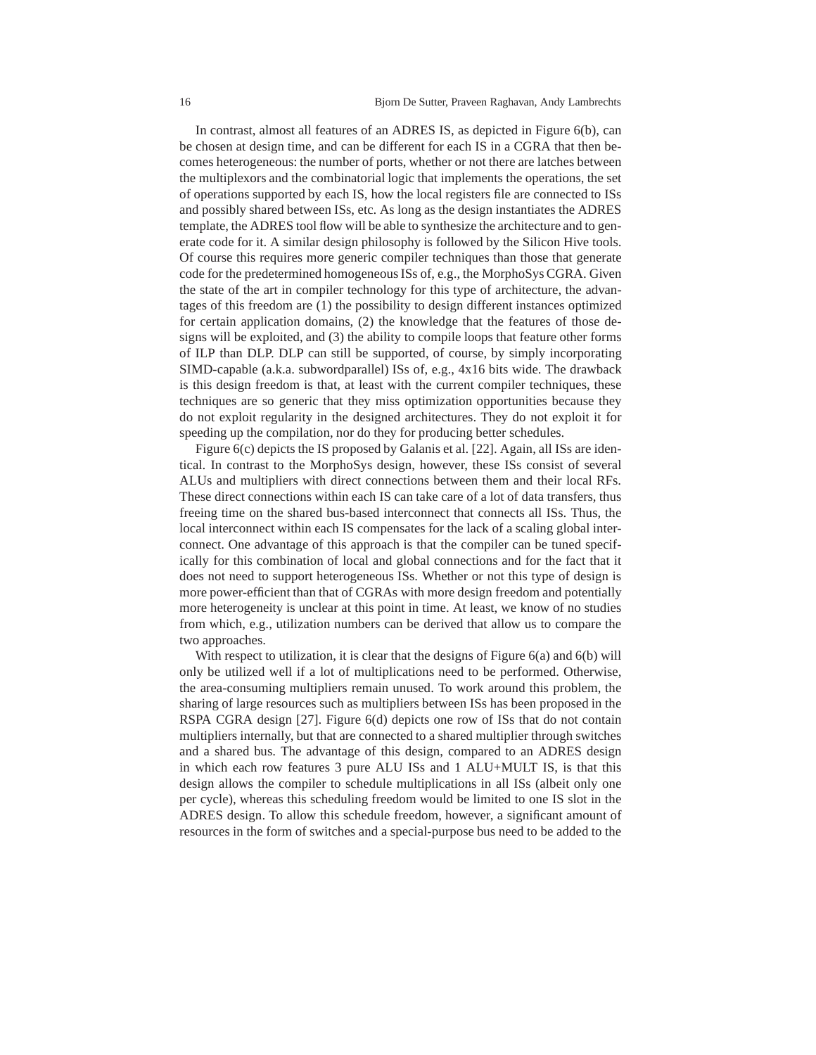In contrast, almost all features of an ADRES IS, as depicted in Figure 6(b), can be chosen at design time, and can be different for each IS in a CGRA that then becomes heterogeneous: the number of ports, whether or not there are latches between the multiplexors and the combinatorial logic that implements the operations, the set of operations supported by each IS, how the local registers file are connected to ISs and possibly shared between ISs, etc. As long as the design instantiates the ADRES template, the ADRES tool flow will be able to synthesize the architecture and to generate code for it. A similar design philosophy is followed by the Silicon Hive tools. Of course this requires more generic compiler techniques than those that generate code for the predetermined homogeneous ISs of, e.g., the MorphoSys CGRA. Given the state of the art in compiler technology for this type of architecture, the advantages of this freedom are (1) the possibility to design different instances optimized for certain application domains, (2) the knowledge that the features of those designs will be exploited, and (3) the ability to compile loops that feature other forms of ILP than DLP. DLP can still be supported, of course, by simply incorporating SIMD-capable (a.k.a. subwordparallel) ISs of, e.g., 4x16 bits wide. The drawback is this design freedom is that, at least with the current compiler techniques, these techniques are so generic that they miss optimization opportunities because they do not exploit regularity in the designed architectures. They do not exploit it for speeding up the compilation, nor do they for producing better schedules.

Figure 6(c) depicts the IS proposed by Galanis et al. [22]. Again, all ISs are identical. In contrast to the MorphoSys design, however, these ISs consist of several ALUs and multipliers with direct connections between them and their local RFs. These direct connections within each IS can take care of a lot of data transfers, thus freeing time on the shared bus-based interconnect that connects all ISs. Thus, the local interconnect within each IS compensates for the lack of a scaling global interconnect. One advantage of this approach is that the compiler can be tuned specifically for this combination of local and global connections and for the fact that it does not need to support heterogeneous ISs. Whether or not this type of design is more power-efficient than that of CGRAs with more design freedom and potentially more heterogeneity is unclear at this point in time. At least, we know of no studies from which, e.g., utilization numbers can be derived that allow us to compare the two approaches.

With respect to utilization, it is clear that the designs of Figure 6(a) and 6(b) will only be utilized well if a lot of multiplications need to be performed. Otherwise, the area-consuming multipliers remain unused. To work around this problem, the sharing of large resources such as multipliers between ISs has been proposed in the RSPA CGRA design [27]. Figure 6(d) depicts one row of ISs that do not contain multipliers internally, but that are connected to a shared multiplier through switches and a shared bus. The advantage of this design, compared to an ADRES design in which each row features 3 pure ALU ISs and 1 ALU+MULT IS, is that this design allows the compiler to schedule multiplications in all ISs (albeit only one per cycle), whereas this scheduling freedom would be limited to one IS slot in the ADRES design. To allow this schedule freedom, however, a significant amount of resources in the form of switches and a special-purpose bus need to be added to the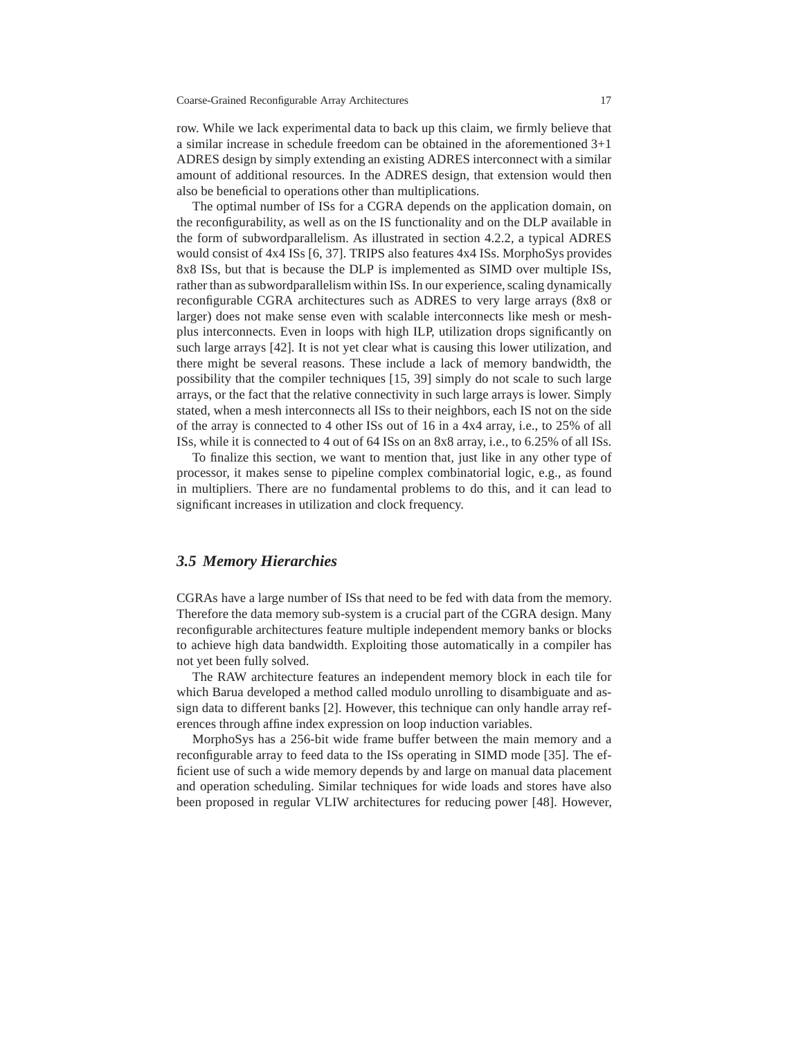row. While we lack experimental data to back up this claim, we firmly believe that a similar increase in schedule freedom can be obtained in the aforementioned 3+1 ADRES design by simply extending an existing ADRES interconnect with a similar amount of additional resources. In the ADRES design, that extension would then also be beneficial to operations other than multiplications.

The optimal number of ISs for a CGRA depends on the application domain, on the reconfigurability, as well as on the IS functionality and on the DLP available in the form of subwordparallelism. As illustrated in section 4.2.2, a typical ADRES would consist of 4x4 ISs [6, 37]. TRIPS also features 4x4 ISs. MorphoSys provides 8x8 ISs, but that is because the DLP is implemented as SIMD over multiple ISs, rather than as subwordparallelism within ISs. In our experience, scaling dynamically reconfigurable CGRA architectures such as ADRES to very large arrays (8x8 or larger) does not make sense even with scalable interconnects like mesh or mesh-plus interconnects. Even in loops with high ILP, utilization drops significantly on such large arrays [42]. It is not yet clear what is causing this lower utilization, and there might be several reasons. These include a lack of memory bandwidth, the possibility that the compiler techniques [15, 39] simply do not scale to such large arrays, or the fact that the relative connectivity in such large arrays is lower. Simply stated, when a mesh interconnects all ISs to their neighbors, each IS not on the side of the array is connected to 4 other ISs out of 16 in a 4x4 array, i.e., to 25% of all ISs, while it is connected to 4 out of 64 ISs on an 8x8 array, i.e., to 6.25% of all ISs.

To finalize this section, we want to mention that, just like in any other type of processor, it makes sense to pipeline complex combinatorial logic, e.g., as found in multipliers. There are no fundamental problems to do this, and it can lead to significant increases in utilization and clock frequency.

## *3.5 Memory Hierarchies*

CGRAs have a large number of ISs that need to be fed with data from the memory. Therefore the data memory sub-system is a crucial part of the CGRA design. Many reconfigurable architectures feature multiple independent memory banks or blocks to achieve high data bandwidth. Exploiting those automatically in a compiler has not yet been fully solved.

The RAW architecture features an independent memory block in each tile for which Barua developed a method called modulo unrolling to disambiguate and assign data to different banks [2]. However, this technique can only handle array references through affine index expression on loop induction variables.

MorphoSys has a 256-bit wide frame buffer between the main memory and a reconfigurable array to feed data to the ISs operating in SIMD mode [35]. The efficient use of such a wide memory depends by and large on manual data placement and operation scheduling. Similar techniques for wide loads and stores have also been proposed in regular VLIW architectures for reducing power [48]. However,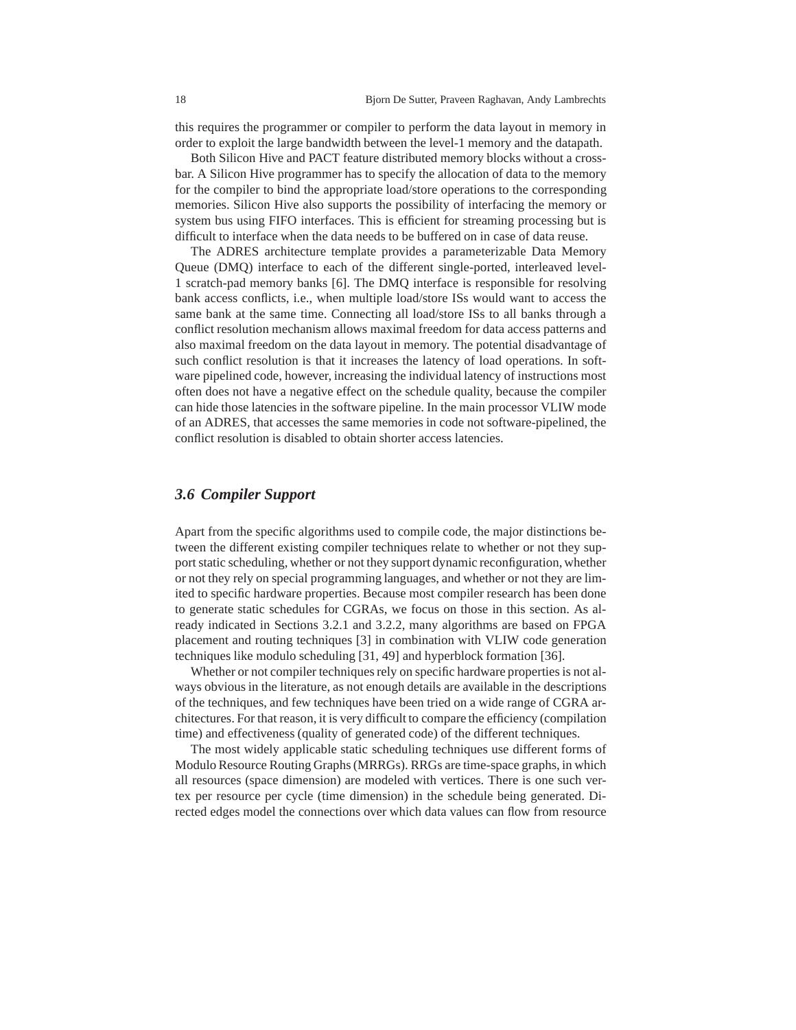this requires the programmer or compiler to perform the data layout in memory in order to exploit the large bandwidth between the level-1 memory and the datapath.

Both Silicon Hive and PACT feature distributed memory blocks without a crossbar. A Silicon Hive programmer has to specify the allocation of data to the memory for the compiler to bind the appropriate load/store operations to the corresponding memories. Silicon Hive also supports the possibility of interfacing the memory or system bus using FIFO interfaces. This is efficient for streaming processing but is difficult to interface when the data needs to be buffered on in case of data reuse.

The ADRES architecture template provides a parameterizable Data Memory Queue (DMQ) interface to each of the different single-ported, interleaved level-1 scratch-pad memory banks [6]. The DMQ interface is responsible for resolving bank access conflicts, i.e., when multiple load/store ISs would want to access the same bank at the same time. Connecting all load/store ISs to all banks through a conflict resolution mechanism allows maximal freedom for data access patterns and also maximal freedom on the data layout in memory. The potential disadvantage of such conflict resolution is that it increases the latency of load operations. In software pipelined code, however, increasing the individual latency of instructions most often does not have a negative effect on the schedule quality, because the compiler can hide those latencies in the software pipeline. In the main processor VLIW mode of an ADRES, that accesses the same memories in code not software-pipelined, the conflict resolution is disabled to obtain shorter access latencies.

### *3.6 Compiler Support*

Apart from the specific algorithms used to compile code, the major distinctions between the different existing compiler techniques relate to whether or not they support static scheduling, whether or not they support dynamic reconfiguration, whether or not they rely on special programming languages, and whether or not they are limited to specific hardware properties. Because most compiler research has been done to generate static schedules for CGRAs, we focus on those in this section. As already indicated in Sections 3.2.1 and 3.2.2, many algorithms are based on FPGA placement and routing techniques [3] in combination with VLIW code generation techniques like modulo scheduling [31, 49] and hyperblock formation [36].

Whether or not compiler techniques rely on specific hardware properties is not always obvious in the literature, as not enough details are available in the descriptions of the techniques, and few techniques have been tried on a wide range of CGRA architectures. For that reason, it is very difficult to compare the efficiency (compilation time) and effectiveness (quality of generated code) of the different techniques.

The most widely applicable static scheduling techniques use different forms of Modulo Resource Routing Graphs (MRRGs). RRGs are time-space graphs, in which all resources (space dimension) are modeled with vertices. There is one such vertex per resource per cycle (time dimension) in the schedule being generated. Directed edges model the connections over which data values can flow from resource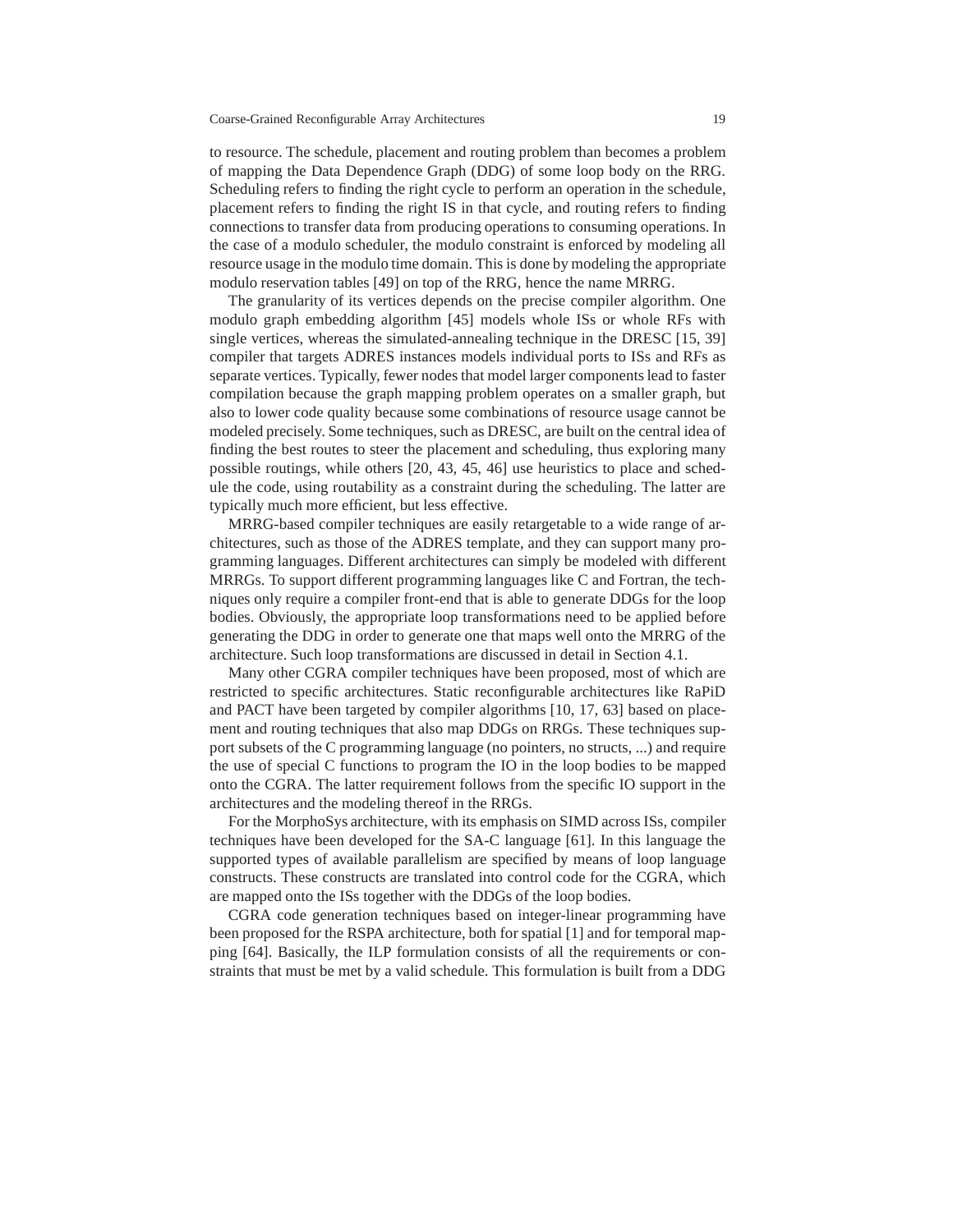to resource. The schedule, placement and routing problem than becomes a problem of mapping the Data Dependence Graph (DDG) of some loop body on the RRG. Scheduling refers to finding the right cycle to perform an operation in the schedule, placement refers to finding the right IS in that cycle, and routing refers to finding connections to transfer data from producing operations to consuming operations. In the case of a modulo scheduler, the modulo constraint is enforced by modeling all resource usage in the modulo time domain. This is done by modeling the appropriate modulo reservation tables [49] on top of the RRG, hence the name MRRG.

The granularity of its vertices depends on the precise compiler algorithm. One modulo graph embedding algorithm [45] models whole ISs or whole RFs with single vertices, whereas the simulated-annealing technique in the DRESC [15, 39] compiler that targets ADRES instances models individual ports to ISs and RFs as separate vertices. Typically, fewer nodes that model larger components lead to faster compilation because the graph mapping problem operates on a smaller graph, but also to lower code quality because some combinations of resource usage cannot be modeled precisely. Some techniques, such as DRESC, are built on the central idea of finding the best routes to steer the placement and scheduling, thus exploring many possible routings, while others [20, 43, 45, 46] use heuristics to place and schedule the code, using routability as a constraint during the scheduling. The latter are typically much more efficient, but less effective.

MRRG-based compiler techniques are easily retargetable to a wide range of architectures, such as those of the ADRES template, and they can support many programming languages. Different architectures can simply be modeled with different MRRGs. To support different programming languages like C and Fortran, the techniques only require a compiler front-end that is able to generate DDGs for the loop bodies. Obviously, the appropriate loop transformations need to be applied before generating the DDG in order to generate one that maps well onto the MRRG of the architecture. Such loop transformations are discussed in detail in Section 4.1.

Many other CGRA compiler techniques have been proposed, most of which are restricted to specific architectures. Static reconfigurable architectures like RaPiD and PACT have been targeted by compiler algorithms [10, 17, 63] based on placement and routing techniques that also map DDGs on RRGs. These techniques support subsets of the C programming language (no pointers, no structs, ...) and require the use of special C functions to program the IO in the loop bodies to be mapped onto the CGRA. The latter requirement follows from the specific IO support in the architectures and the modeling thereof in the RRGs.

For the MorphoSys architecture, with its emphasis on SIMD across ISs, compiler techniques have been developed for the SA-C language [61]. In this language the supported types of available parallelism are specified by means of loop language constructs. These constructs are translated into control code for the CGRA, which are mapped onto the ISs together with the DDGs of the loop bodies.

CGRA code generation techniques based on integer-linear programming have been proposed for the RSPA architecture, both for spatial [1] and for temporal mapping [64]. Basically, the ILP formulation consists of all the requirements or constraints that must be met by a valid schedule. This formulation is built from a DDG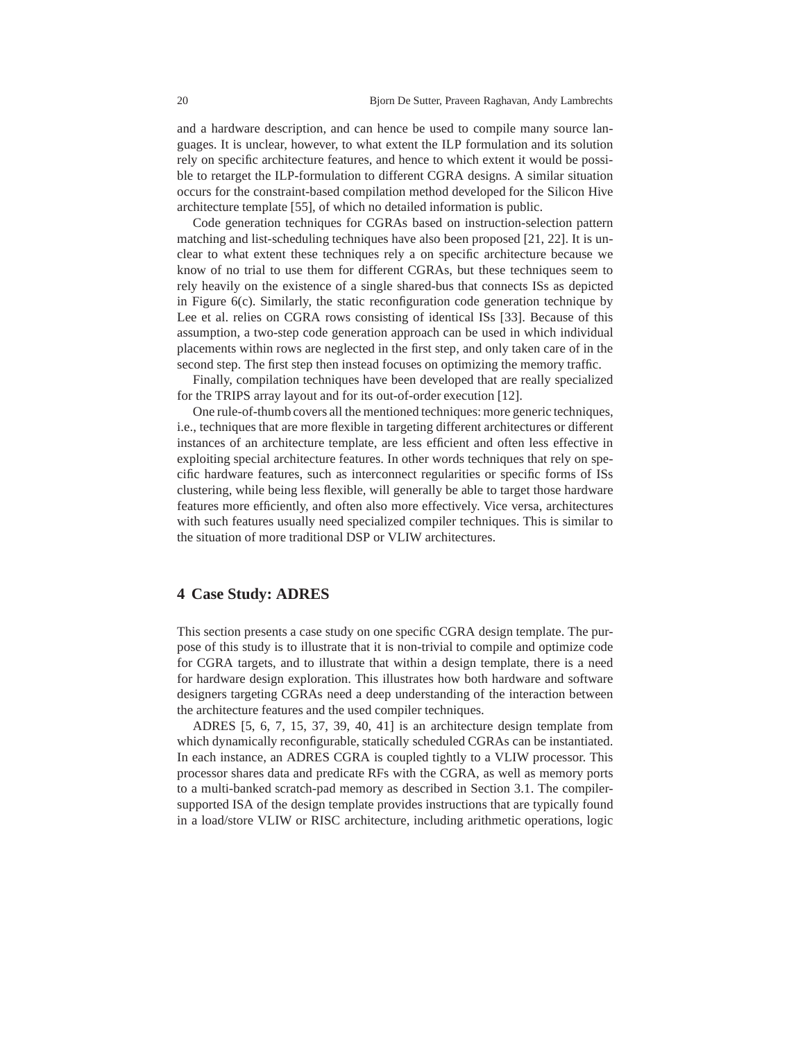and a hardware description, and can hence be used to compile many source languages. It is unclear, however, to what extent the ILP formulation and its solution rely on specific architecture features, and hence to which extent it would be possible to retarget the ILP-formulation to different CGRA designs. A similar situation occurs for the constraint-based compilation method developed for the Silicon Hive architecture template [55], of which no detailed information is public.

Code generation techniques for CGRAs based on instruction-selection pattern matching and list-scheduling techniques have also been proposed [21, 22]. It is unclear to what extent these techniques rely a on specific architecture because we know of no trial to use them for different CGRAs, but these techniques seem to rely heavily on the existence of a single shared-bus that connects ISs as depicted in Figure 6(c). Similarly, the static reconfiguration code generation technique by Lee et al. relies on CGRA rows consisting of identical ISs [33]. Because of this assumption, a two-step code generation approach can be used in which individual placements within rows are neglected in the first step, and only taken care of in the second step. The first step then instead focuses on optimizing the memory traffic.

Finally, compilation techniques have been developed that are really specialized for the TRIPS array layout and for its out-of-order execution [12].

One rule-of-thumb covers all the mentioned techniques: more generic techniques, i.e., techniques that are more flexible in targeting different architectures or different instances of an architecture template, are less efficient and often less effective in exploiting special architecture features. In other words techniques that rely on specific hardware features, such as interconnect regularities or specific forms of ISs clustering, while being less flexible, will generally be able to target those hardware features more efficiently, and often also more effectively. Vice versa, architectures with such features usually need specialized compiler techniques. This is similar to the situation of more traditional DSP or VLIW architectures.

## 4 Case Study: ADRES

This section presents a case study on one specific CGRA design template. The purpose of this study is to illustrate that it is non-trivial to compile and optimize code for CGRA targets, and to illustrate that within a design template, there is a need for hardware design exploration. This illustrates how both hardware and software designers targeting CGRAs need a deep understanding of the interaction between the architecture features and the used compiler techniques.

ADRES [5, 6, 7, 15, 37, 39, 40, 41] is an architecture design template from which dynamically reconfigurable, statically scheduled CGRAs can be instantiated. In each instance, an ADRES CGRA is coupled tightly to a VLIW processor. This processor shares data and predicate RFs with the CGRA, as well as memory ports to a multi-banked scratch-pad memory as described in Section 3.1. The compiler-supported ISA of the design template provides instructions that are typically found in a load/store VLIW or RISC architecture, including arithmetic operations, logic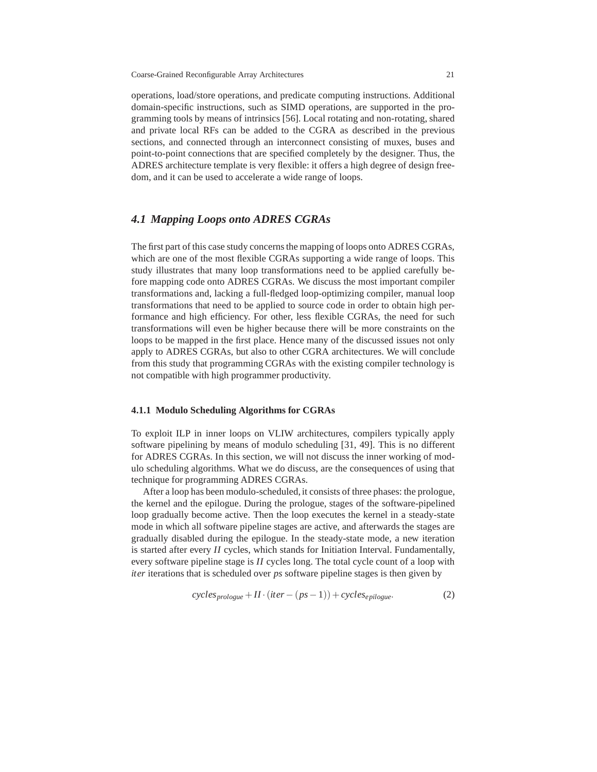operations, load/store operations, and predicate computing instructions. Additional domain-specific instructions, such as SIMD operations, are supported in the programming tools by means of intrinsics [56]. Local rotating and non-rotating, shared and private local RFs can be added to the CGRA as described in the previous sections, and connected through an interconnect consisting of muxes, buses and point-to-point connections that are specified completely by the designer. Thus, the ADRES architecture template is very flexible: it offers a high degree of design freedom, and it can be used to accelerate a wide range of loops.

## *4.1 Mapping Loops onto ADRES CGRAs*

The first part of this case study concerns the mapping of loops onto ADRES CGRAs, which are one of the most flexible CGRAs supporting a wide range of loops. This study illustrates that many loop transformations need to be applied carefully before mapping code onto ADRES CGRAs. We discuss the most important compiler transformations and, lacking a full-fledged loop-optimizing compiler, manual loop transformations that need to be applied to source code in order to obtain high performance and high efficiency. For other, less flexible CGRAs, the need for such transformations will even be higher because there will be more constraints on the loops to be mapped in the first place. Hence many of the discussed issues not only apply to ADRES CGRAs, but also to other CGRA architectures. We will conclude from this study that programming CGRAs with the existing compiler technology is not compatible with high programmer productivity.

### **4.1.1 Modulo Scheduling Algorithms for CGRAs**

To exploit ILP in inner loops on VLIW architectures, compilers typically apply software pipelining by means of modulo scheduling [31, 49]. This is no different for ADRES CGRAs. In this section, we will not discuss the inner working of modulo scheduling algorithms. What we do discuss, are the consequences of using that technique for programming ADRES CGRAs.

After a loop has been modulo-scheduled, it consists of three phases: the prologue, the kernel and the epilogue. During the prologue, stages of the software-pipelined loop gradually become active. Then the loop executes the kernel in a steady-state mode in which all software pipeline stages are active, and afterwards the stages are gradually disabled during the epilogue. In the steady-state mode, a new iteration is started after every $II$ cycles, which stands for Initiation Interval. Fundamentally, every software pipeline stage is $II$ cycles long. The total cycle count of a loop with $iter$ iterations that is scheduled over $ps$ software pipeline stages is then given by

$$cycles_{prologue} + II \cdot (iter - (ps - 1)) + cycles_{epilogue}. \tag{2}$$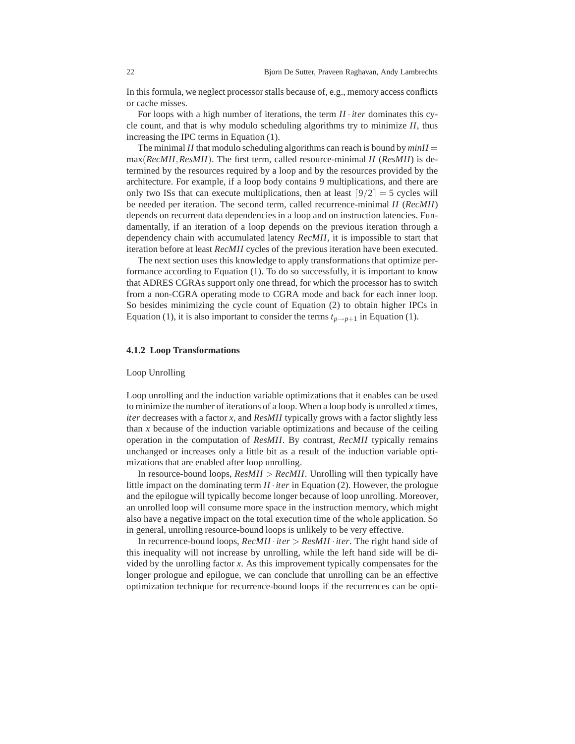In this formula, we neglect processor stalls because of, e.g., memory access conflicts or cache misses.

For loops with a high number of iterations, the term $II \cdot iter$ dominates this cycle count, and that is why modulo scheduling algorithms try to minimize $II$, thus increasing the IPC terms in Equation (1).

The minimal $II$ that modulo scheduling algorithms can reach is bound by $minII = \max(RecMII, ResMII)$. The first term, called resource-minimal $II$ (*ResMII*) is determined by the resources required by a loop and by the resources provided by the architecture. For example, if a loop body contains 9 multiplications, and there are only two ISs that can execute multiplications, then at least $\lceil 9/2 \rceil = 5$ cycles will be needed per iteration. The second term, called recurrence-minimal $II$ (*RecMII*) depends on recurrent data dependencies in a loop and on instruction latencies. Fundamentally, if an iteration of a loop depends on the previous iteration through a dependency chain with accumulated latency *RecMII*, it is impossible to start that iteration before at least *RecMII* cycles of the previous iteration have been executed.

The next section uses this knowledge to apply transformations that optimize performance according to Equation (1). To do so successfully, it is important to know that ADRES CGRAs support only one thread, for which the processor has to switch from a non-CGRA operating mode to CGRA mode and back for each inner loop. So besides minimizing the cycle count of Equation (2) to obtain higher IPCs in Equation (1), it is also important to consider the terms $t_{p \rightarrow p+1}$ in Equation (1).

### 4.1.2 Loop Transformations

Loop Unrolling

Loop unrolling and the induction variable optimizations that it enables can be used to minimize the number of iterations of a loop. When a loop body is unrolled $x$ times, $iter$ decreases with a factor $x$, and *ResMII* typically grows with a factor slightly less than $x$ because of the induction variable optimizations and because of the ceiling operation in the computation of *ResMII*. By contrast, *RecMII* typically remains unchanged or increases only a little bit as a result of the induction variable optimizations that are enabled after loop unrolling.

In resource-bound loops, $ResMII > RecMII$. Unrolling will then typically have little impact on the dominating term $II \cdot iter$ in Equation (2). However, the prologue and the epilogue will typically become longer because of loop unrolling. Moreover, an unrolled loop will consume more space in the instruction memory, which might also have a negative impact on the total execution time of the whole application. So in general, unrolling resource-bound loops is unlikely to be very effective.

In recurrence-bound loops, $RecMII \cdot iter > ResMII \cdot iter$. The right hand side of this inequality will not increase by unrolling, while the left hand side will be divided by the unrolling factor $x$. As this improvement typically compensates for the longer prologue and epilogue, we can conclude that unrolling can be an effective optimization technique for recurrence-bound loops if the recurrences can be opti-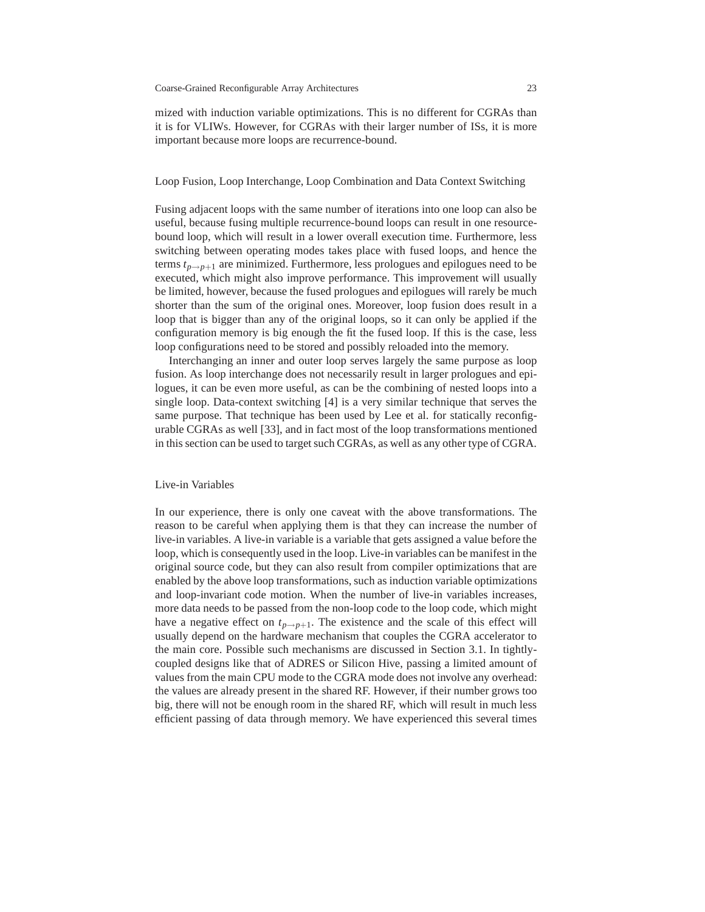mized with induction variable optimizations. This is no different for CGRAs than it is for VLIWs. However, for CGRAs with their larger number of ISs, it is more important because more loops are recurrence-bound.

### Loop Fusion, Loop Interchange, Loop Combination and Data Context Switching

Fusing adjacent loops with the same number of iterations into one loop can also be useful, because fusing multiple recurrence-bound loops can result in one resource-bound loop, which will result in a lower overall execution time. Furthermore, less switching between operating modes takes place with fused loops, and hence the terms $t_{p \rightarrow p+1}$ are minimized. Furthermore, less prologues and epilogues need to be executed, which might also improve performance. This improvement will usually be limited, however, because the fused prologues and epilogues will rarely be much shorter than the sum of the original ones. Moreover, loop fusion does result in a loop that is bigger than any of the original loops, so it can only be applied if the configuration memory is big enough the fit the fused loop. If this is the case, less loop configurations need to be stored and possibly reloaded into the memory.

Interchanging an inner and outer loop serves largely the same purpose as loop fusion. As loop interchange does not necessarily result in larger prologues and epilogues, it can be even more useful, as can be the combining of nested loops into a single loop. Data-context switching [4] is a very similar technique that serves the same purpose. That technique has been used by Lee et al. for statically reconfigurable CGRAs as well [33], and in fact most of the loop transformations mentioned in this section can be used to target such CGRAs, as well as any other type of CGRA.

### Live-in Variables

In our experience, there is only one caveat with the above transformations. The reason to be careful when applying them is that they can increase the number of live-in variables. A live-in variable is a variable that gets assigned a value before the loop, which is consequently used in the loop. Live-in variables can be manifest in the original source code, but they can also result from compiler optimizations that are enabled by the above loop transformations, such as induction variable optimizations and loop-invariant code motion. When the number of live-in variables increases, more data needs to be passed from the non-loop code to the loop code, which might have a negative effect on $t_{p \rightarrow p+1}$. The existence and the scale of this effect will usually depend on the hardware mechanism that couples the CGRA accelerator to the main core. Possible such mechanisms are discussed in Section 3.1. In tightly-coupled designs like that of ADRES or Silicon Hive, passing a limited amount of values from the main CPU mode to the CGRA mode does not involve any overhead: the values are already present in the shared RF. However, if their number grows too big, there will not be enough room in the shared RF, which will result in much less efficient passing of data through memory. We have experienced this several times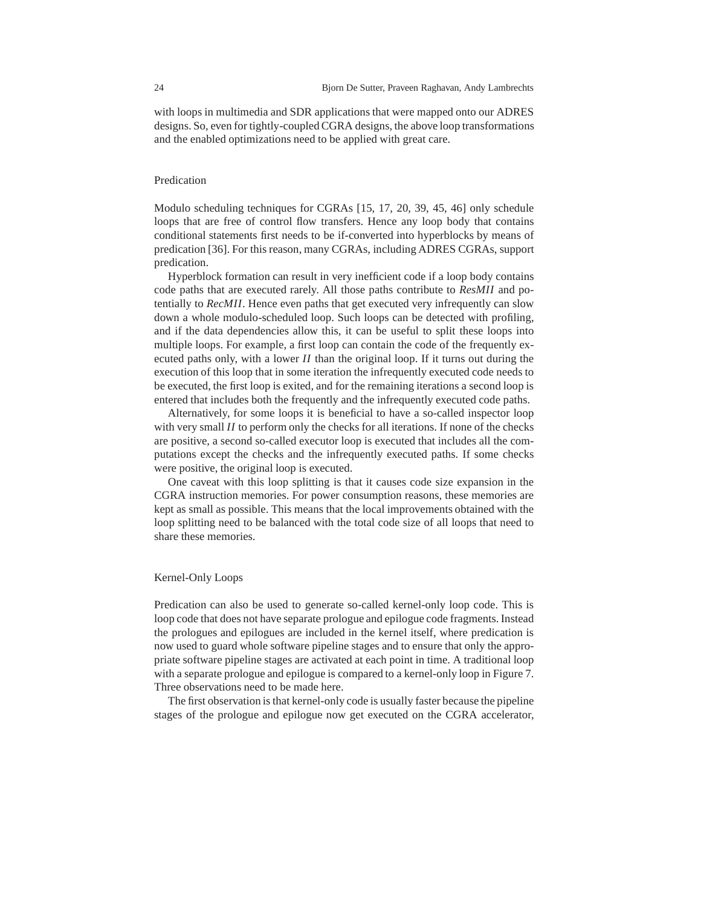with loops in multimedia and SDR applications that were mapped onto our ADRES designs. So, even for tightly-coupled CGRA designs, the above loop transformations and the enabled optimizations need to be applied with great care.

### Predication

Modulo scheduling techniques for CGRAs [15, 17, 20, 39, 45, 46] only schedule loops that are free of control flow transfers. Hence any loop body that contains conditional statements first needs to be if-converted into hyperblocks by means of predication [36]. For this reason, many CGRAs, including ADRES CGRAs, support predication.

Hyperblock formation can result in very inefficient code if a loop body contains code paths that are executed rarely. All those paths contribute to *ResMII* and potentially to *RecMII*. Hence even paths that get executed very infrequently can slow down a whole modulo-scheduled loop. Such loops can be detected with profiling, and if the data dependencies allow this, it can be useful to split these loops into multiple loops. For example, a first loop can contain the code of the frequently executed paths only, with a lower *II* than the original loop. If it turns out during the execution of this loop that in some iteration the infrequently executed code needs to be executed, the first loop is exited, and for the remaining iterations a second loop is entered that includes both the frequently and the infrequently executed code paths.

Alternatively, for some loops it is beneficial to have a so-called inspector loop with very small *II* to perform only the checks for all iterations. If none of the checks are positive, a second so-called executor loop is executed that includes all the computations except the checks and the infrequently executed paths. If some checks were positive, the original loop is executed.

One caveat with this loop splitting is that it causes code size expansion in the CGRA instruction memories. For power consumption reasons, these memories are kept as small as possible. This means that the local improvements obtained with the loop splitting need to be balanced with the total code size of all loops that need to share these memories.

### Kernel-Only Loops

Predication can also be used to generate so-called kernel-only loop code. This is loop code that does not have separate prologue and epilogue code fragments. Instead the prologues and epilogues are included in the kernel itself, where predication is now used to guard whole software pipeline stages and to ensure that only the appropriate software pipeline stages are activated at each point in time. A traditional loop with a separate prologue and epilogue is compared to a kernel-only loop in Figure 7. Three observations need to be made here.

The first observation is that kernel-only code is usually faster because the pipeline stages of the prologue and epilogue now get executed on the CGRA accelerator,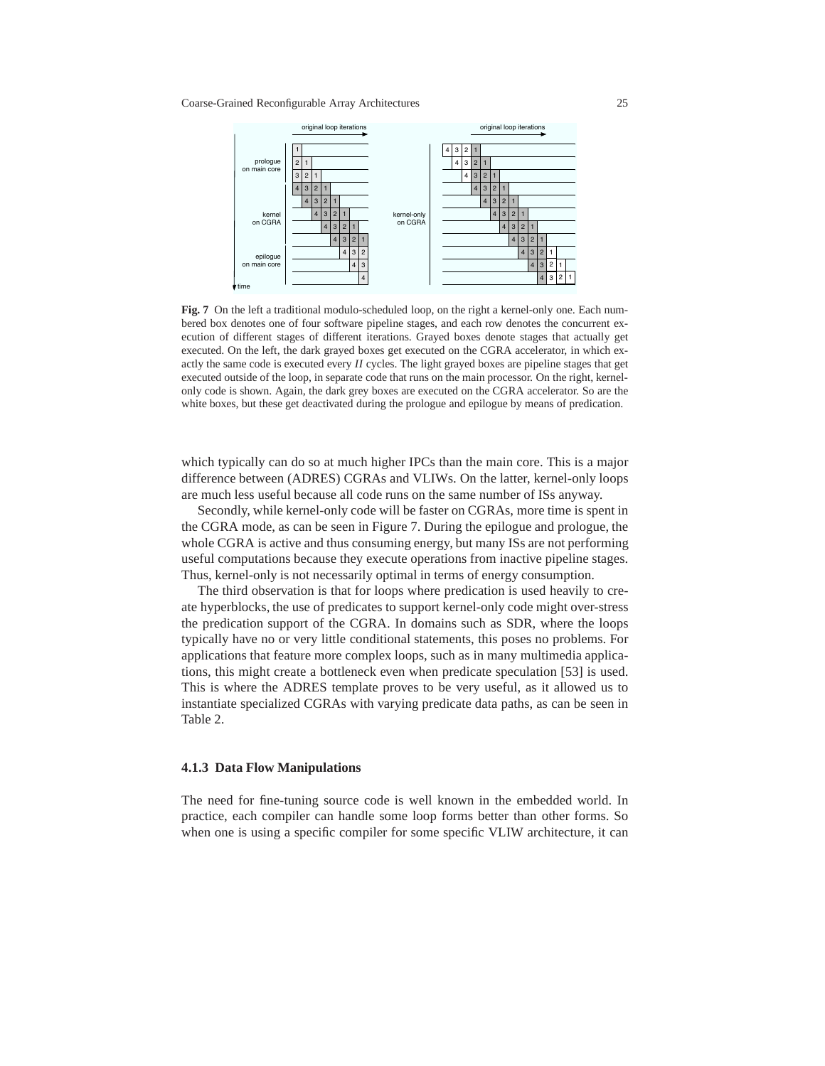**Fig. 7** On the left a traditional modulo-scheduled loop, on the right a kernel-only one. Each numbered box denotes one of four software pipeline stages, and each row denotes the concurrent execution of different stages of different iterations. Grayed boxes denote stages that actually get executed. On the left, the dark grayed boxes get executed on the CGRA accelerator, in which exactly the same code is executed every *II* cycles. The light grayed boxes are pipeline stages that get executed outside of the loop, in separate code that runs on the main processor. On the right, kernel-only code is shown. Again, the dark grey boxes are executed on the CGRA accelerator. So are the white boxes, but these get deactivated during the prologue and epilogue by means of predication.

which typically can do so at much higher IPCs than the main core. This is a major difference between (ADRES) CGRAs and VLIWs. On the latter, kernel-only loops are much less useful because all code runs on the same number of ISs anyway.

Secondly, while kernel-only code will be faster on CGRAs, more time is spent in the CGRA mode, as can be seen in Figure 7. During the epilogue and prologue, the whole CGRA is active and thus consuming energy, but many ISs are not performing useful computations because they execute operations from inactive pipeline stages. Thus, kernel-only is not necessarily optimal in terms of energy consumption.

The third observation is that for loops where predication is used heavily to create hyperblocks, the use of predicates to support kernel-only code might over-stress the predication support of the CGRA. In domains such as SDR, where the loops typically have no or very little conditional statements, this poses no problems. For applications that feature more complex loops, such as in many multimedia applications, this might create a bottleneck even when predicate speculation [53] is used. This is where the ADRES template proves to be very useful, as it allowed us to instantiate specialized CGRAs with varying predicate data paths, as can be seen in Table 2.

#### 4.1.3 Data Flow Manipulations

The need for fine-tuning source code is well known in the embedded world. In practice, each compiler can handle some loop forms better than other forms. So when one is using a specific compiler for some specific VLIW architecture, it can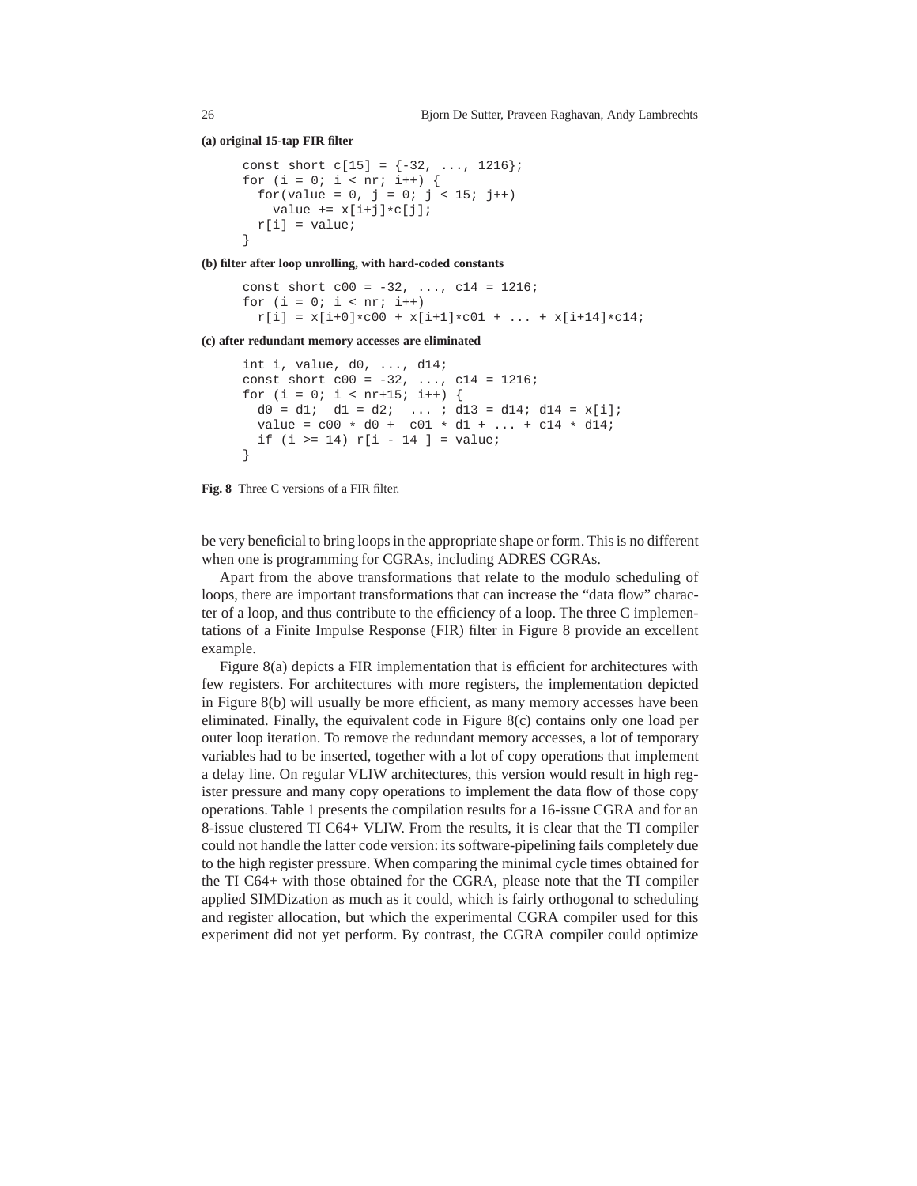**(a) original 15-tap FIR filter**

```
const short c[15] = {-32, ..., 1216};
for (i = 0; i < nr; i++) {
  for(value = 0, j = 0; j < 15; j++)
    value += x[i+j]*c[j];
  r[i] = value;
}
```

**(b) filter after loop unrolling, with hard-coded constants**

```
const short c00 = -32, ..., c14 = 1216;
for (i = 0; i < nr; i++)
  r[i] = x[i+0]*c00 + x[i+1]*c01 + ... + x[i+14]*c14;
```

**(c) after redundant memory accesses are eliminated**

```
int i, value, d0, ..., d14;
const short c00 = -32, ..., c14 = 1216;
for (i = 0; i < nr+15; i++) {
  d0 = d1;  d1 = d2;  ... ; d13 = d14; d14 = x[i];
  value = c00 * d0 +  c01 * d1 + ... + c14 * d14;
  if (i >= 14) r[i - 14 ] = value;
}
```

**Fig. 8** Three C versions of a FIR filter.

be very beneficial to bring loops in the appropriate shape or form. This is no different when one is programming for CGRAs, including ADRES CGRAs.

Apart from the above transformations that relate to the modulo scheduling of loops, there are important transformations that can increase the "data flow" character of a loop, and thus contribute to the efficiency of a loop. The three C implementations of a Finite Impulse Response (FIR) filter in Figure 8 provide an excellent example.

Figure 8(a) depicts a FIR implementation that is efficient for architectures with few registers. For architectures with more registers, the implementation depicted in Figure 8(b) will usually be more efficient, as many memory accesses have been eliminated. Finally, the equivalent code in Figure 8(c) contains only one load per outer loop iteration. To remove the redundant memory accesses, a lot of temporary variables had to be inserted, together with a lot of copy operations that implement a delay line. On regular VLIW architectures, this version would result in high register pressure and many copy operations to implement the data flow of those copy operations. Table 1 presents the compilation results for a 16-issue CGRA and for an 8-issue clustered TI C64+ VLIW. From the results, it is clear that the TI compiler could not handle the latter code version: its software-pipelining fails completely due to the high register pressure. When comparing the minimal cycle times obtained for the TI C64+ with those obtained for the CGRA, please note that the TI compiler applied SIMDization as much as it could, which is fairly orthogonal to scheduling and register allocation, but which the experimental CGRA compiler used for this experiment did not yet perform. By contrast, the CGRA compiler could optimize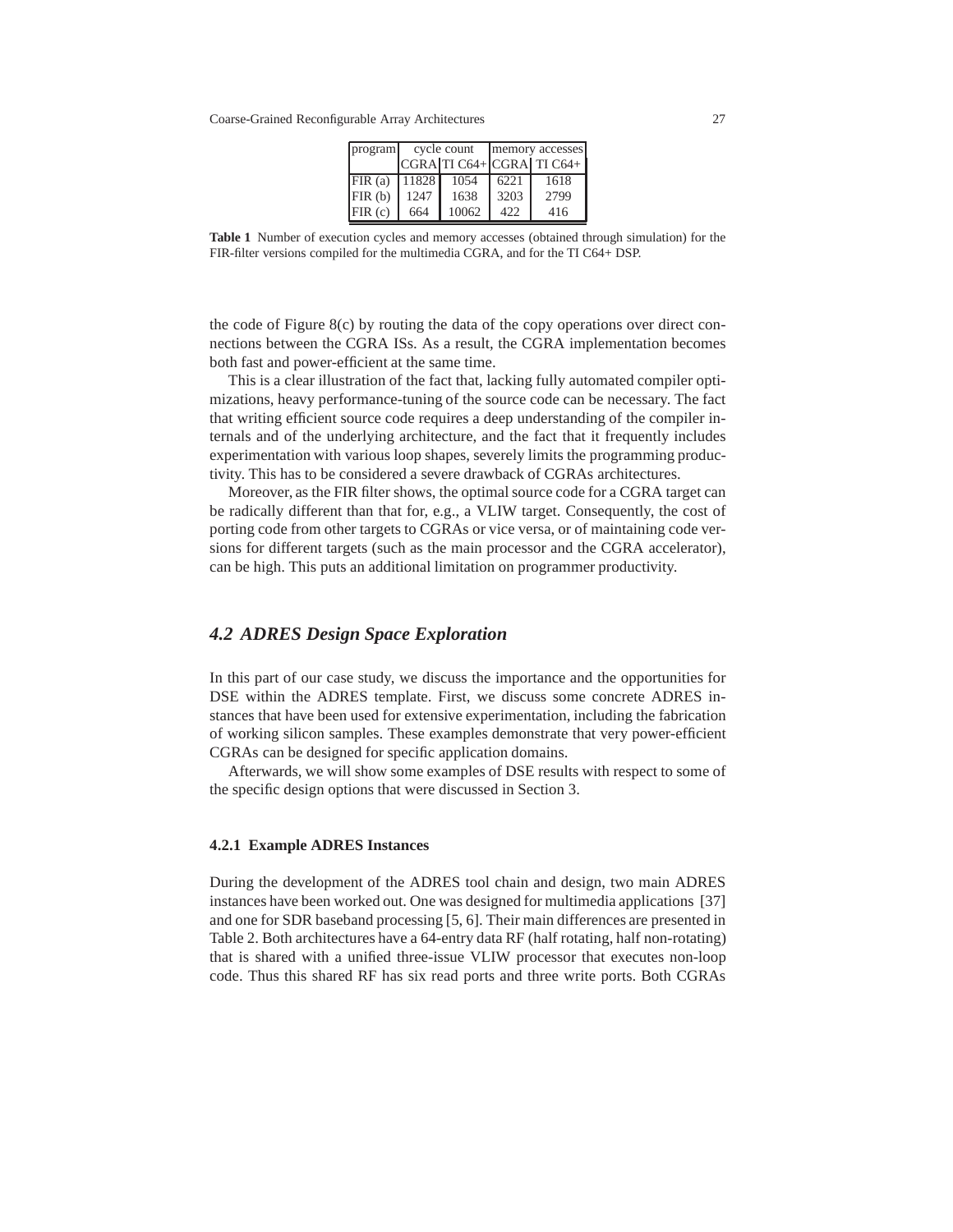| program | cycle count | | memory accesses | |
|---|---|---|---|---|
| | CGRA | TI C64+ | CGRA | TI C64+ |
| FIR (a) | 11828 | 1054 | 6221 | 1618 |
| FIR (b) | 1247 | 1638 | 3203 | 2799 |
| FIR (c) | 664 | 10062 | 422 | 416 |

**Table 1** Number of execution cycles and memory accesses (obtained through simulation) for the FIR-filter versions compiled for the multimedia CGRA, and for the TI C64+ DSP.

the code of Figure 8(c) by routing the data of the copy operations over direct connections between the CGRA ISs. As a result, the CGRA implementation becomes both fast and power-efficient at the same time.

This is a clear illustration of the fact that, lacking fully automated compiler optimizations, heavy performance-tuning of the source code can be necessary. The fact that writing efficient source code requires a deep understanding of the compiler internals and of the underlying architecture, and the fact that it frequently includes experimentation with various loop shapes, severely limits the programming productivity. This has to be considered a severe drawback of CGRAs architectures.

Moreover, as the FIR filter shows, the optimal source code for a CGRA target can be radically different than that for, e.g., a VLIW target. Consequently, the cost of porting code from other targets to CGRAs or vice versa, or of maintaining code versions for different targets (such as the main processor and the CGRA accelerator), can be high. This puts an additional limitation on programmer productivity.

## *4.2 ADRES Design Space Exploration*

In this part of our case study, we discuss the importance and the opportunities for DSE within the ADRES template. First, we discuss some concrete ADRES instances that have been used for extensive experimentation, including the fabrication of working silicon samples. These examples demonstrate that very power-efficient CGRAs can be designed for specific application domains.

Afterwards, we will show some examples of DSE results with respect to some of the specific design options that were discussed in Section 3.

### 4.2.1 Example ADRES Instances

During the development of the ADRES tool chain and design, two main ADRES instances have been worked out. One was designed for multimedia applications [37] and one for SDR baseband processing [5, 6]. Their main differences are presented in Table 2. Both architectures have a 64-entry data RF (half rotating, half non-rotating) that is shared with a unified three-issue VLIW processor that executes non-loop code. Thus this shared RF has six read ports and three write ports. Both CGRAs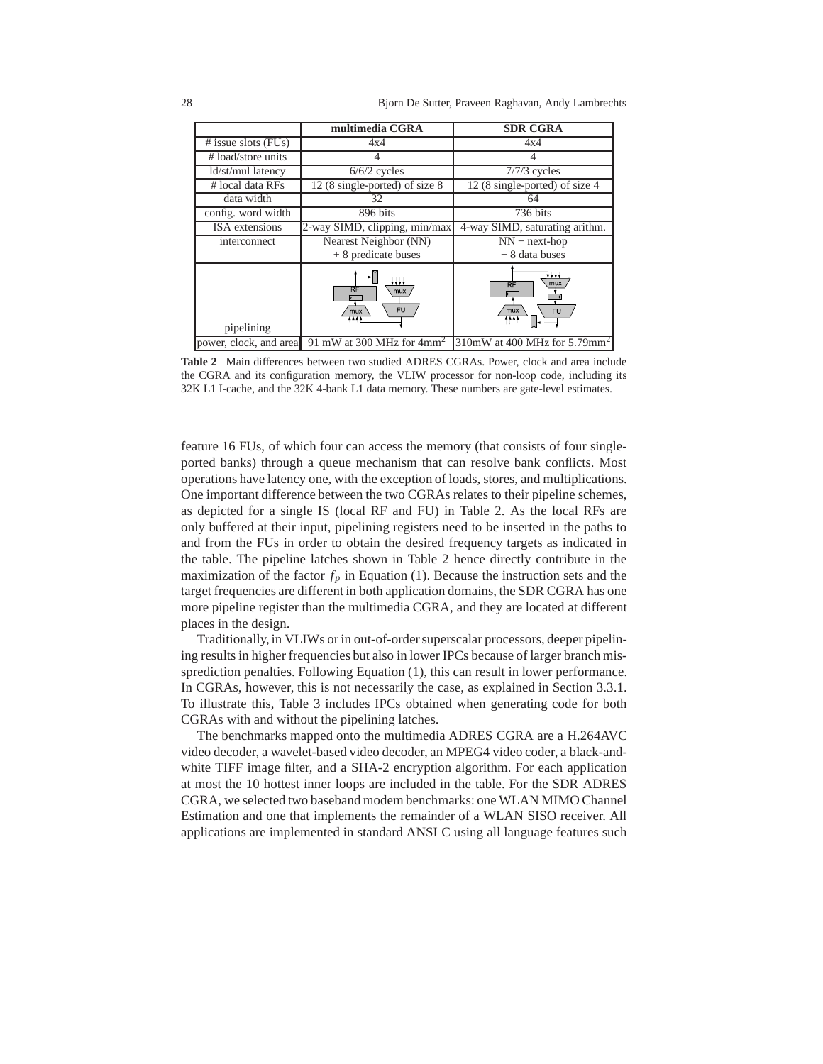| | multimedia CGRA | SDR CGRA |
|---|---|---|
| # issue slots (FUs) | 4x4 | 4x4 |
| # load/store units | 4 | 4 |
| ld/st/mul latency | 6/6/2 cycles | 7/7/3 cycles |
| # local data RFs | 12 (8 single-ported) of size 8 | 12 (8 single-ported) of size 4 |
| data width | 32 | 64 |
| config. word width | 896 bits | 736 bits |
| ISA extensions | 2-way SIMD, clipping, min/max | 4-way SIMD, saturating arithm. |
| interconnect | Nearest Neighbor (NN) + 8 predicate buses | NN + next-hop + 8 data buses |
| pipelining | | |
| power, clock, and area | 91 mW at 300 MHz for 4mm$^2$ | 310mW at 400 MHz for 5.79mm$^2$ |

**Table 2** Main differences between two studied ADRES CGRAs. Power, clock and area include the CGRA and its configuration memory, the VLIW processor for non-loop code, including its 32K L1 I-cache, and the 32K 4-bank L1 data memory. These numbers are gate-level estimates.

feature 16 FUs, of which four can access the memory (that consists of four single-ported banks) through a queue mechanism that can resolve bank conflicts. Most operations have latency one, with the exception of loads, stores, and multiplications. One important difference between the two CGRAs relates to their pipeline schemes, as depicted for a single IS (local RF and FU) in Table 2. As the local RFs are only buffered at their input, pipelining registers need to be inserted in the paths to and from the FUs in order to obtain the desired frequency targets as indicated in the table. The pipeline latches shown in Table 2 hence directly contribute in the maximization of the factor $f_p$ in Equation (1). Because the instruction sets and the target frequencies are different in both application domains, the SDR CGRA has one more pipeline register than the multimedia CGRA, and they are located at different places in the design.

Traditionally, in VLIWs or in out-of-order superscalar processors, deeper pipelining results in higher frequencies but also in lower IPCs because of larger branch missprediction penalties. Following Equation (1), this can result in lower performance. In CGRAs, however, this is not necessarily the case, as explained in Section 3.3.1. To illustrate this, Table 3 includes IPCs obtained when generating code for both CGRAs with and without the pipelining latches.

The benchmarks mapped onto the multimedia ADRES CGRA are a H.264AVC video decoder, a wavelet-based video decoder, an MPEG4 video coder, a black-and-white TIFF image filter, and a SHA-2 encryption algorithm. For each application at most the 10 hottest inner loops are included in the table. For the SDR ADRES CGRA, we selected two baseband modem benchmarks: one WLAN MIMO Channel Estimation and one that implements the remainder of a WLAN SISO receiver. All applications are implemented in standard ANSI C using all language features such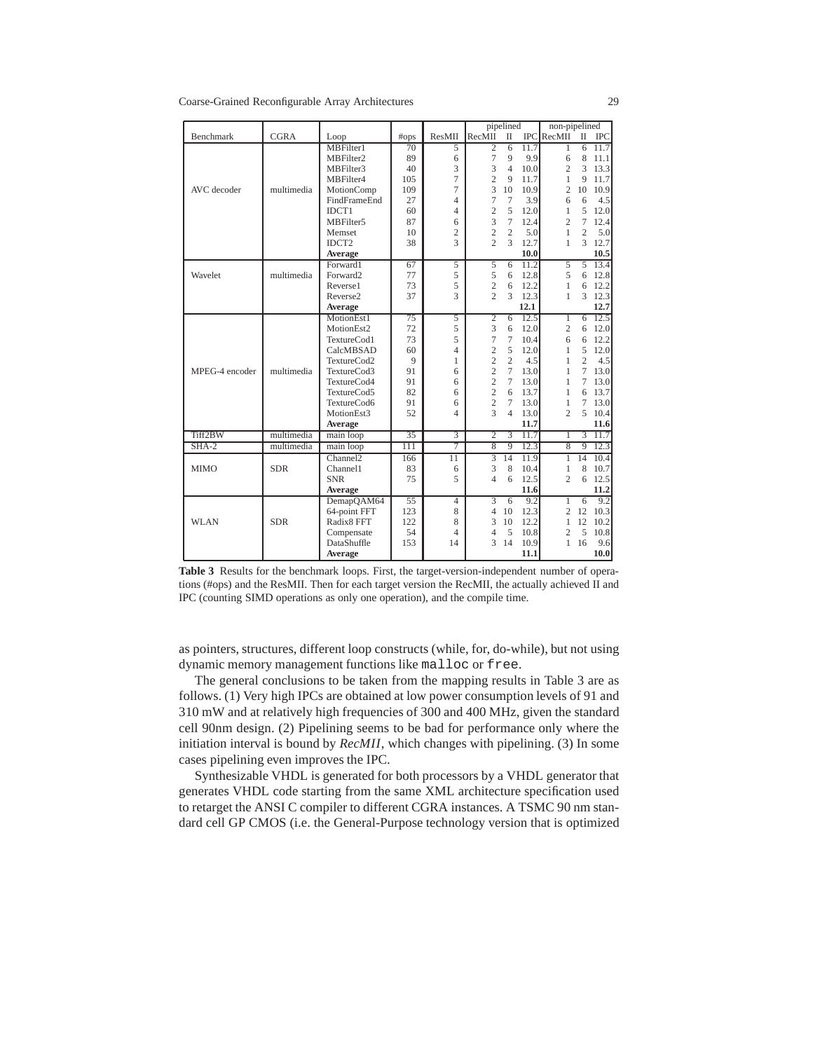| Benchmark | CGRA | Loop | #ops | ResMII | pipelined | | | non-pipelined | | |
|---|---|---|---|---|---|---|---|---|---|---|
| | | | | | RecMII | II | IPC | RecMII | II | IPC |
| AVC decoder | multimedia | MBFilter1 | 70 | 5 | 2 | 6 | 11.7 | 1 | 6 | 11.7 |
| | | MBFilter2 | 89 | 6 | 7 | 9 | 9.9 | 6 | 8 | 11.1 |
| | | MBFilter3 | 40 | 3 | 3 | 4 | 10.0 | 2 | 3 | 13.3 |
| | | MBFilter4 | 105 | 7 | 2 | 9 | 11.7 | 1 | 9 | 11.7 |
| | | MotionComp | 109 | 7 | 3 | 10 | 10.9 | 2 | 10 | 10.9 |
| | | FindFrameEnd | 27 | 4 | 7 | 7 | 3.9 | 6 | 6 | 4.5 |
| | | IDCT1 | 60 | 4 | 2 | 5 | 12.0 | 1 | 5 | 12.0 |
| | | MBFilter5 | 87 | 6 | 3 | 7 | 12.4 | 2 | 7 | 12.4 |
| | | Memset | 10 | 2 | 2 | 2 | 5.0 | 1 | 2 | 5.0 |
| | | IDCT2 | 38 | 3 | 2 | 3 | 12.7 | 1 | 3 | 12.7 |
| | | **Average** | | | | | **10.0** | | | **10.5** |
| Wavelet | multimedia | Forward1 | 67 | 5 | 5 | 6 | 11.2 | 5 | 5 | 13.4 |
| | | Forward2 | 77 | 5 | 5 | 6 | 12.8 | 5 | 6 | 12.8 |
| | | Reverse1 | 73 | 5 | 2 | 6 | 12.2 | 1 | 6 | 12.2 |
| | | Reverse2 | 37 | 3 | 2 | 3 | 12.3 | 1 | 3 | 12.3 |
| | | **Average** | | | | | **12.1** | | | **12.7** |
| MPEG-4 encoder | multimedia | MotionEst1 | 75 | 5 | 2 | 6 | 12.5 | 1 | 6 | 12.5 |
| | | MotionEst2 | 72 | 5 | 3 | 6 | 12.0 | 2 | 6 | 12.0 |
| | | TextureCod1 | 73 | 5 | 7 | 7 | 10.4 | 6 | 6 | 12.2 |
| | | CalcMBSAD | 60 | 4 | 2 | 5 | 12.0 | 1 | 5 | 12.0 |
| | | TextureCod2 | 9 | 1 | 2 | 2 | 4.5 | 1 | 2 | 4.5 |
| | | TextureCod3 | 91 | 6 | 2 | 7 | 13.0 | 1 | 7 | 13.0 |
| | | TextureCod4 | 91 | 6 | 2 | 7 | 13.0 | 1 | 7 | 13.0 |
| | | TextureCod5 | 82 | 6 | 2 | 6 | 13.7 | 1 | 6 | 13.7 |
| | | TextureCod6 | 91 | 6 | 2 | 7 | 13.0 | 1 | 7 | 13.0 |
| | | MotionEst3 | 52 | 4 | 3 | 4 | 13.0 | 2 | 5 | 10.4 |
| | | **Average** | | | | | **11.7** | | | **11.6** |
| Tiff2BW | multimedia | main loop | 35 | 3 | 2 | 3 | 11.7 | 1 | 3 | 11.7 |
| SHA-2 | multimedia | main loop | 111 | 7 | 8 | 9 | 12.3 | 8 | 9 | 12.3 |
| MIMO | SDR | Channel2 | 166 | 11 | 3 | 14 | 11.9 | 1 | 14 | 10.4 |
| | | Channel1 | 83 | 6 | 3 | 8 | 10.4 | 1 | 8 | 10.7 |
| | | SNR | 75 | 5 | 4 | 6 | 12.5 | 2 | 6 | 12.5 |
| | | **Average** | | | | | **11.6** | | | **11.2** |
| WLAN | SDR | DemapQAM64 | 55 | 4 | 3 | 6 | 9.2 | 1 | 6 | 9.2 |
| | | 64-point FFT | 123 | 8 | 4 | 10 | 12.3 | 2 | 12 | 10.3 |
| | | Radix8 FFT | 122 | 8 | 3 | 10 | 12.2 | 1 | 12 | 10.2 |
| | | Compensate | 54 | 4 | 4 | 5 | 10.8 | 2 | 5 | 10.8 |
| | | DataShuffle | 153 | 14 | 3 | 14 | 10.9 | 1 | 16 | 9.6 |
| | | **Average** | | | | | **11.1** | | | **10.0** |

**Table 3** Results for the benchmark loops. First, the target-version-independent number of operations (#ops) and the ResMII. Then for each target version the RecMII, the actually achieved II and IPC (counting SIMD operations as only one operation), and the compile time.

as pointers, structures, different loop constructs (while, for, do-while), but not using dynamic memory management functions like `malloc` or `free`.

The general conclusions to be taken from the mapping results in Table 3 are as follows. (1) Very high IPCs are obtained at low power consumption levels of 91 and 310 mW and at relatively high frequencies of 300 and 400 MHz, given the standard cell 90nm design. (2) Pipelining seems to be bad for performance only where the initiation interval is bound by *RecMII*, which changes with pipelining. (3) In some cases pipelining even improves the IPC.

Synthesizable VHDL is generated for both processors by a VHDL generator that generates VHDL code starting from the same XML architecture specification used to retarget the ANSI C compiler to different CGRA instances. A TSMC 90 nm standard cell GP CMOS (i.e. the General-Purpose technology version that is optimized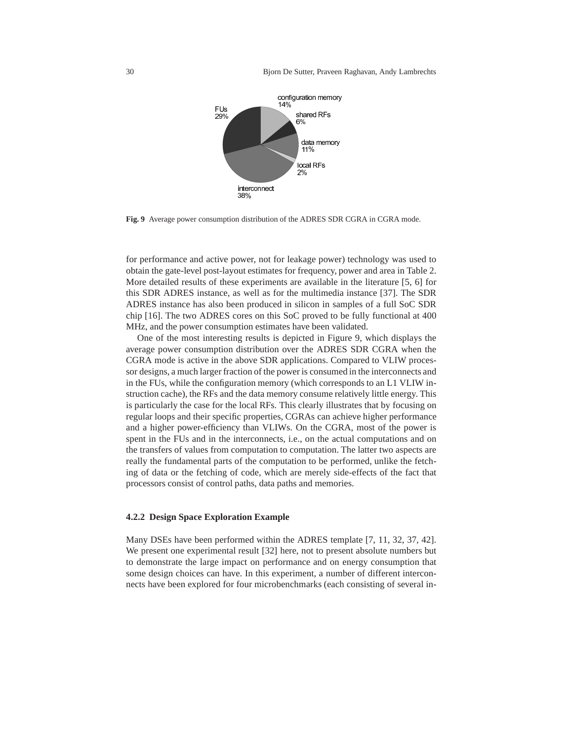configuration memory 14%

FUs 29%

shared RFs 6%

data memory 11%

local RFs 2%

interconnect 38%

**Fig. 9** Average power consumption distribution of the ADRES SDR CGRA in CGRA mode.

for performance and active power, not for leakage power) technology was used to obtain the gate-level post-layout estimates for frequency, power and area in Table 2. More detailed results of these experiments are available in the literature [5, 6] for this SDR ADRES instance, as well as for the multimedia instance [37]. The SDR ADRES instance has also been produced in silicon in samples of a full SoC SDR chip [16]. The two ADRES cores on this SoC proved to be fully functional at 400 MHz, and the power consumption estimates have been validated.

One of the most interesting results is depicted in Figure 9, which displays the average power consumption distribution over the ADRES SDR CGRA when the CGRA mode is active in the above SDR applications. Compared to VLIW processor designs, a much larger fraction of the power is consumed in the interconnects and in the FUs, while the configuration memory (which corresponds to an L1 VLIW instruction cache), the RFs and the data memory consume relatively little energy. This is particularly the case for the local RFs. This clearly illustrates that by focusing on regular loops and their specific properties, CGRAs can achieve higher performance and a higher power-efficiency than VLIWs. On the CGRA, most of the power is spent in the FUs and in the interconnects, i.e., on the actual computations and on the transfers of values from computation to computation. The latter two aspects are really the fundamental parts of the computation to be performed, unlike the fetching of data or the fetching of code, which are merely side-effects of the fact that processors consist of control paths, data paths and memories.

### 4.2.2 Design Space Exploration Example

Many DSEs have been performed within the ADRES template [7, 11, 32, 37, 42]. We present one experimental result [32] here, not to present absolute numbers but to demonstrate the large impact on performance and on energy consumption that some design choices can have. In this experiment, a number of different interconnects have been explored for four microbenchmarks (each consisting of several in-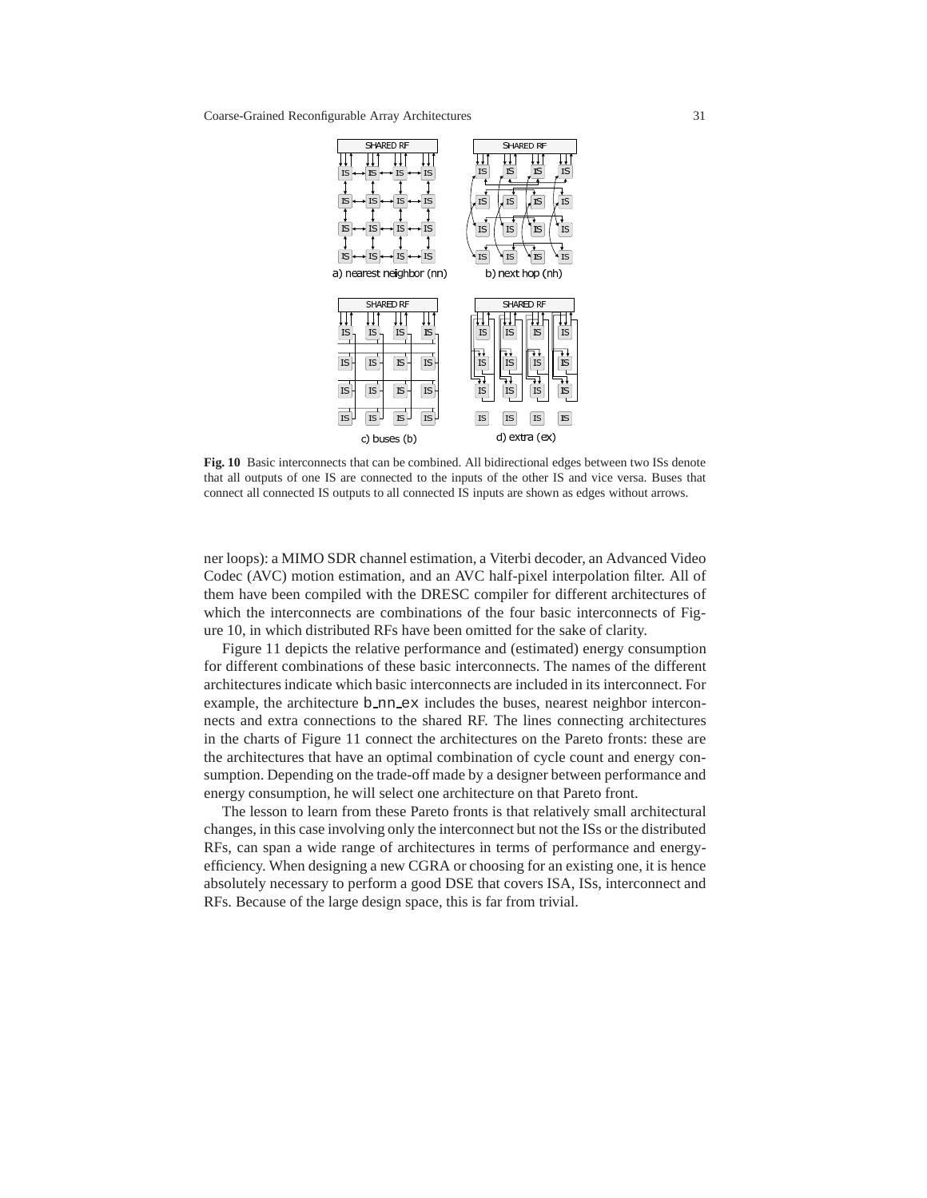**Fig. 10** Basic interconnects that can be combined. All bidirectional edges between two ISs denote that all outputs of one IS are connected to the inputs of the other IS and vice versa. Buses that connect all connected IS outputs to all connected IS inputs are shown as edges without arrows.

ner loops): a MIMO SDR channel estimation, a Viterbi decoder, an Advanced Video Codec (AVC) motion estimation, and an AVC half-pixel interpolation filter. All of them have been compiled with the DRESC compiler for different architectures of which the interconnects are combinations of the four basic interconnects of Figure 10, in which distributed RFs have been omitted for the sake of clarity.

Figure 11 depicts the relative performance and (estimated) energy consumption for different combinations of these basic interconnects. The names of the different architectures indicate which basic interconnects are included in its interconnect. For example, the architecture b_nn_ex includes the buses, nearest neighbor interconnects and extra connections to the shared RF. The lines connecting architectures in the charts of Figure 11 connect the architectures on the Pareto fronts: these are the architectures that have an optimal combination of cycle count and energy consumption. Depending on the trade-off made by a designer between performance and energy consumption, he will select one architecture on that Pareto front.

The lesson to learn from these Pareto fronts is that relatively small architectural changes, in this case involving only the interconnect but not the ISs or the distributed RFs, can span a wide range of architectures in terms of performance and energy-efficiency. When designing a new CGRA or choosing for an existing one, it is hence absolutely necessary to perform a good DSE that covers ISA, ISs, interconnect and RFs. Because of the large design space, this is far from trivial.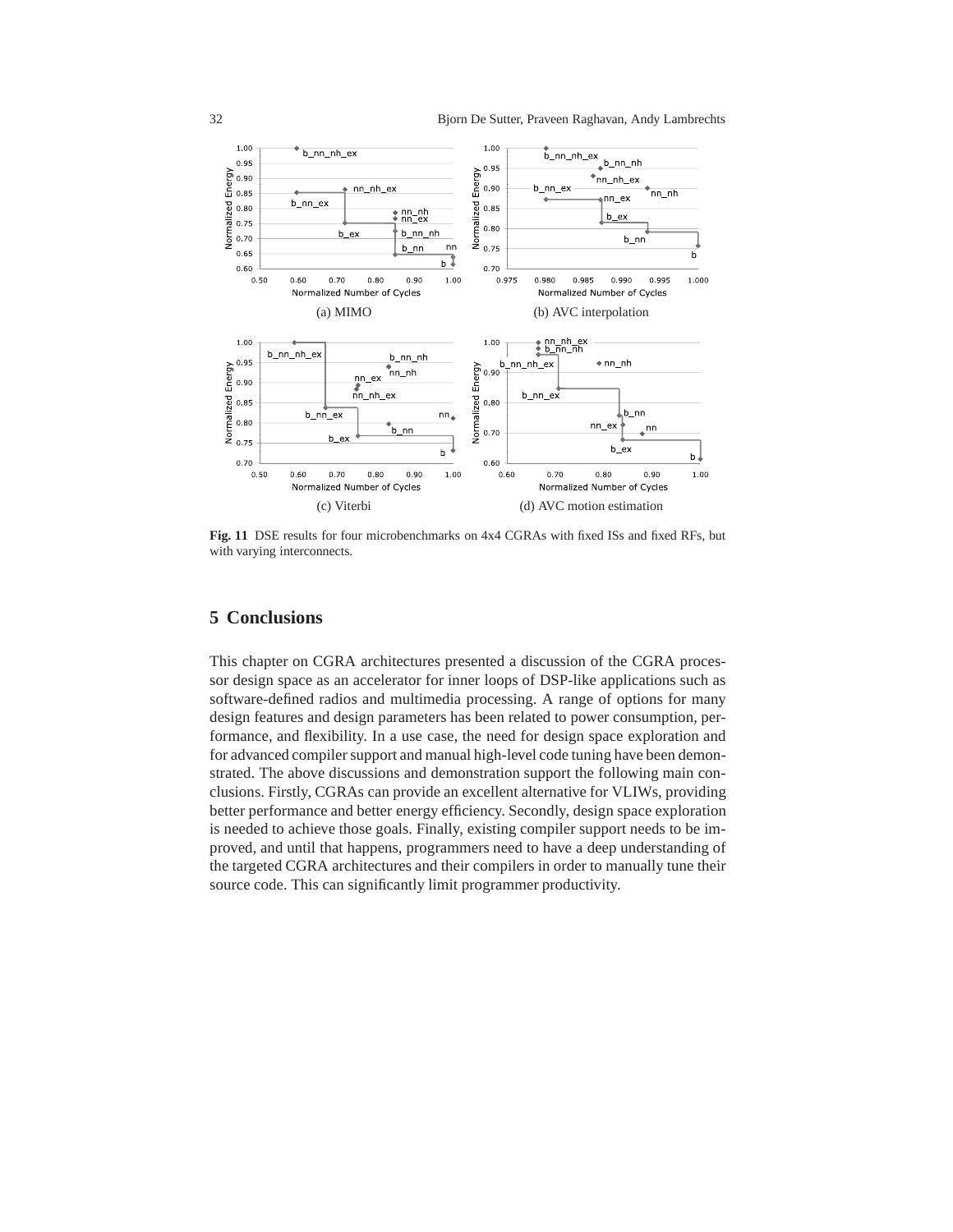(a) MIMO

(b) AVC interpolation

(c) Viterbi

(d) AVC motion estimation

**Fig. 11** DSE results for four microbenchmarks on 4x4 CGRAs with fixed ISs and fixed RFs, but with varying interconnects.

## 5 Conclusions

This chapter on CGRA architectures presented a discussion of the CGRA processor design space as an accelerator for inner loops of DSP-like applications such as software-defined radios and multimedia processing. A range of options for many design features and design parameters has been related to power consumption, performance, and flexibility. In a use case, the need for design space exploration and for advanced compiler support and manual high-level code tuning have been demonstrated. The above discussions and demonstration support the following main conclusions. Firstly, CGRAs can provide an excellent alternative for VLIWs, providing better performance and better energy efficiency. Secondly, design space exploration is needed to achieve those goals. Finally, existing compiler support needs to be improved, and until that happens, programmers need to have a deep understanding of the targeted CGRA architectures and their compilers in order to manually tune their source code. This can significantly limit programmer productivity.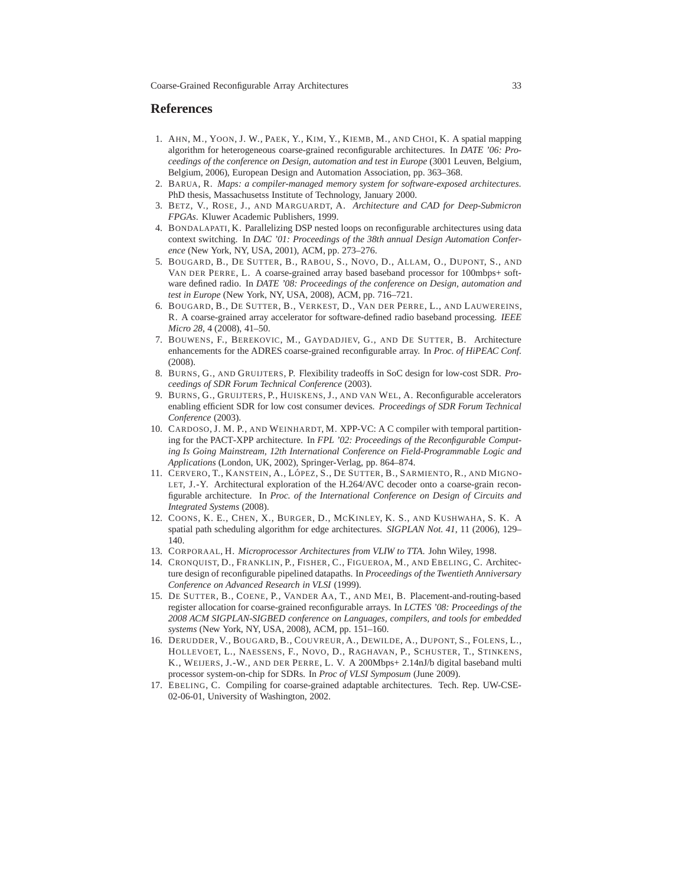## References

1. AHN, M., YOON, J. W., PAEK, Y., KIM, Y., KIEMB, M., AND CHOI, K. A spatial mapping algorithm for heterogeneous coarse-grained reconfigurable architectures. In *DATE '06: Proceedings of the conference on Design, automation and test in Europe* (3001 Leuven, Belgium, Belgium, 2006), European Design and Automation Association, pp. 363–368.
2. BARUA, R. *Maps: a compiler-managed memory system for software-exposed architectures*. PhD thesis, Massachusetss Institute of Technology, January 2000.
3. BETZ, V., ROSE, J., AND MARGUARDT, A. *Architecture and CAD for Deep-Submicron FPGAs*. Kluwer Academic Publishers, 1999.
4. BONDALAPATI, K. Parallelizing DSP nested loops on reconfigurable architectures using data context switching. In *DAC '01: Proceedings of the 38th annual Design Automation Conference* (New York, NY, USA, 2001), ACM, pp. 273–276.
5. BOUGARD, B., DE SUTTER, B., RABOU, S., NOVO, D., ALLAM, O., DUPONT, S., AND VAN DER PERRE, L. A coarse-grained array based baseband processor for 100mbps+ software defined radio. In *DATE '08: Proceedings of the conference on Design, automation and test in Europe* (New York, NY, USA, 2008), ACM, pp. 716–721.
6. BOUGARD, B., DE SUTTER, B., VERKEST, D., VAN DER PERRE, L., AND LAUWEREINS, R. A coarse-grained array accelerator for software-defined radio baseband processing. *IEEE Micro 28*, 4 (2008), 41–50.
7. BOUWENS, F., BEREKOVIC, M., GAYDADJIEV, G., AND DE SUTTER, B. Architecture enhancements for the ADRES coarse-grained reconfigurable array. In *Proc. of HiPEAC Conf.* (2008).
8. BURNS, G., AND GRUIJTERS, P. Flexibility tradeoffs in SoC design for low-cost SDR. *Proceedings of SDR Forum Technical Conference* (2003).
9. BURNS, G., GRUIJTERS, P., HUISKENS, J., AND VAN WEL, A. Reconfigurable accelerators enabling efficient SDR for low cost consumer devices. *Proceedings of SDR Forum Technical Conference* (2003).
10. CARDOSO, J. M. P., AND WEINHARDT, M. XPP-VC: A C compiler with temporal partitioning for the PACT-XPP architecture. In *FPL '02: Proceedings of the Reconfigurable Computing Is Going Mainstream, 12th International Conference on Field-Programmable Logic and Applications* (London, UK, 2002), Springer-Verlag, pp. 864–874.
11. CERVERO, T., KANSTEIN, A., LÓPEZ, S., DE SUTTER, B., SARMIENTO, R., AND MIGNOLET, J.-Y. Architectural exploration of the H.264/AVC decoder onto a coarse-grain reconfigurable architecture. In *Proc. of the International Conference on Design of Circuits and Integrated Systems* (2008).
12. COONS, K. E., CHEN, X., BURGER, D., MCKINLEY, K. S., AND KUSHWAHA, S. K. A spatial path scheduling algorithm for edge architectures. *SIGPLAN Not. 41*, 11 (2006), 129–140.
13. CORPORAAL, H. *Microprocessor Architectures from VLIW to TTA*. John Wiley, 1998.
14. CRONQUIST, D., FRANKLIN, P., FISHER, C., FIGUEROA, M., AND EBELING, C. Architecture design of reconfigurable pipelined datapaths. In *Proceedings of the Twentieth Anniversary Conference on Advanced Research in VLSI* (1999).
15. DE SUTTER, B., COENE, P., VANDER AA, T., AND MEI, B. Placement-and-routing-based register allocation for coarse-grained reconfigurable arrays. In *LCTES '08: Proceedings of the 2008 ACM SIGPLAN-SIGBED conference on Languages, compilers, and tools for embedded systems* (New York, NY, USA, 2008), ACM, pp. 151–160.
16. DERUDDER, V., BOUGARD, B., COUVREUR, A., DEWILDE, A., DUPONT, S., FOLENS, L., HOLLEVOET, L., NAESSENS, F., NOVO, D., RAGHAVAN, P., SCHUSTER, T., STINKENS, K., WEIJERS, J.-W., AND DER PERRE, L. V. A 200Mbps+ 2.14nJ/b digital baseband multi processor system-on-chip for SDRs. In *Proc of VLSI Symposum* (June 2009).
17. EBELING, C. Compiling for coarse-grained adaptable architectures. Tech. Rep. UW-CSE-02-06-01, University of Washington, 2002.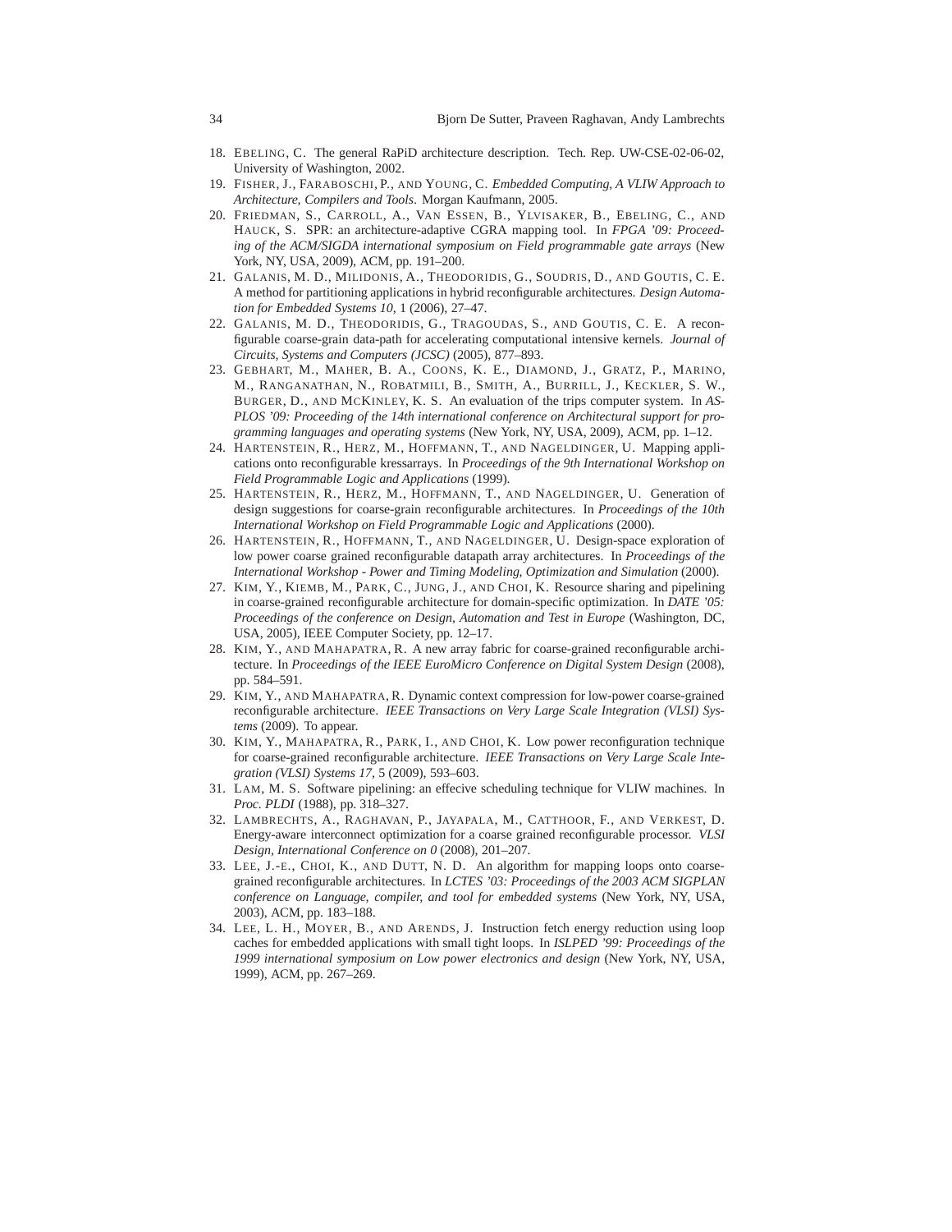18. EBELING, C. The general RaPiD architecture description. Tech. Rep. UW-CSE-02-06-02, University of Washington, 2002.
19. FISHER, J., FARABOSCHI, P., AND YOUNG, C. *Embedded Computing, A VLIW Approach to Architecture, Compilers and Tools*. Morgan Kaufmann, 2005.
20. FRIEDMAN, S., CARROLL, A., VAN ESSEN, B., YLVISAKER, B., EBELING, C., AND HAUCK, S. SPR: an architecture-adaptive CGRA mapping tool. In *FPGA '09: Proceeding of the ACM/SIGDA international symposium on Field programmable gate arrays* (New York, NY, USA, 2009), ACM, pp. 191–200.
21. GALANIS, M. D., MILIDONIS, A., THEODORIDIS, G., SOUDRIS, D., AND GOUTIS, C. E. A method for partitioning applications in hybrid reconfigurable architectures. *Design Automation for Embedded Systems 10*, 1 (2006), 27–47.
22. GALANIS, M. D., THEODORIDIS, G., TRAGOUDAS, S., AND GOUTIS, C. E. A reconfigurable coarse-grain data-path for accelerating computational intensive kernels. *Journal of Circuits, Systems and Computers (JCSC)* (2005), 877–893.
23. GEBHART, M., MAHER, B. A., COONS, K. E., DIAMOND, J., GRATZ, P., MARINO, M., RANGANATHAN, N., ROBATMILI, B., SMITH, A., BURRILL, J., KECKLER, S. W., BURGER, D., AND MCKINLEY, K. S. An evaluation of the trips computer system. In *ASPLOS '09: Proceeding of the 14th international conference on Architectural support for programming languages and operating systems* (New York, NY, USA, 2009), ACM, pp. 1–12.
24. HARTENSTEIN, R., HERZ, M., HOFFMANN, T., AND NAGELDINGER, U. Mapping applications onto reconfigurable kressarrays. In *Proceedings of the 9th International Workshop on Field Programmable Logic and Applications* (1999).
25. HARTENSTEIN, R., HERZ, M., HOFFMANN, T., AND NAGELDINGER, U. Generation of design suggestions for coarse-grain reconfigurable architectures. In *Proceedings of the 10th International Workshop on Field Programmable Logic and Applications* (2000).
26. HARTENSTEIN, R., HOFFMANN, T., AND NAGELDINGER, U. Design-space exploration of low power coarse grained reconfigurable datapath array architectures. In *Proceedings of the International Workshop - Power and Timing Modeling, Optimization and Simulation* (2000).
27. KIM, Y., KIEMB, M., PARK, C., JUNG, J., AND CHOI, K. Resource sharing and pipelining in coarse-grained reconfigurable architecture for domain-specific optimization. In *DATE '05: Proceedings of the conference on Design, Automation and Test in Europe* (Washington, DC, USA, 2005), IEEE Computer Society, pp. 12–17.
28. KIM, Y., AND MAHAPATRA, R. A new array fabric for coarse-grained reconfigurable architecture. In *Proceedings of the IEEE EuroMicro Conference on Digital System Design* (2008), pp. 584–591.
29. KIM, Y., AND MAHAPATRA, R. Dynamic context compression for low-power coarse-grained reconfigurable architecture. *IEEE Transactions on Very Large Scale Integration (VLSI) Systems* (2009). To appear.
30. KIM, Y., MAHAPATRA, R., PARK, I., AND CHOI, K. Low power reconfiguration technique for coarse-grained reconfigurable architecture. *IEEE Transactions on Very Large Scale Integration (VLSI) Systems 17*, 5 (2009), 593–603.
31. LAM, M. S. Software pipelining: an effecive scheduling technique for VLIW machines. In *Proc. PLDI* (1988), pp. 318–327.
32. LAMBRECHTS, A., RAGHAVAN, P., JAYAPALA, M., CATTHOOR, F., AND VERKEST, D. Energy-aware interconnect optimization for a coarse grained reconfigurable processor. *VLSI Design, International Conference on 0* (2008), 201–207.
33. LEE, J.-E., CHOI, K., AND DUTT, N. D. An algorithm for mapping loops onto coarse-grained reconfigurable architectures. In *LCTES '03: Proceedings of the 2003 ACM SIGPLAN conference on Language, compiler, and tool for embedded systems* (New York, NY, USA, 2003), ACM, pp. 183–188.
34. LEE, L. H., MOYER, B., AND ARENDS, J. Instruction fetch energy reduction using loop caches for embedded applications with small tight loops. In *ISLPED '99: Proceedings of the 1999 international symposium on Low power electronics and design* (New York, NY, USA, 1999), ACM, pp. 267–269.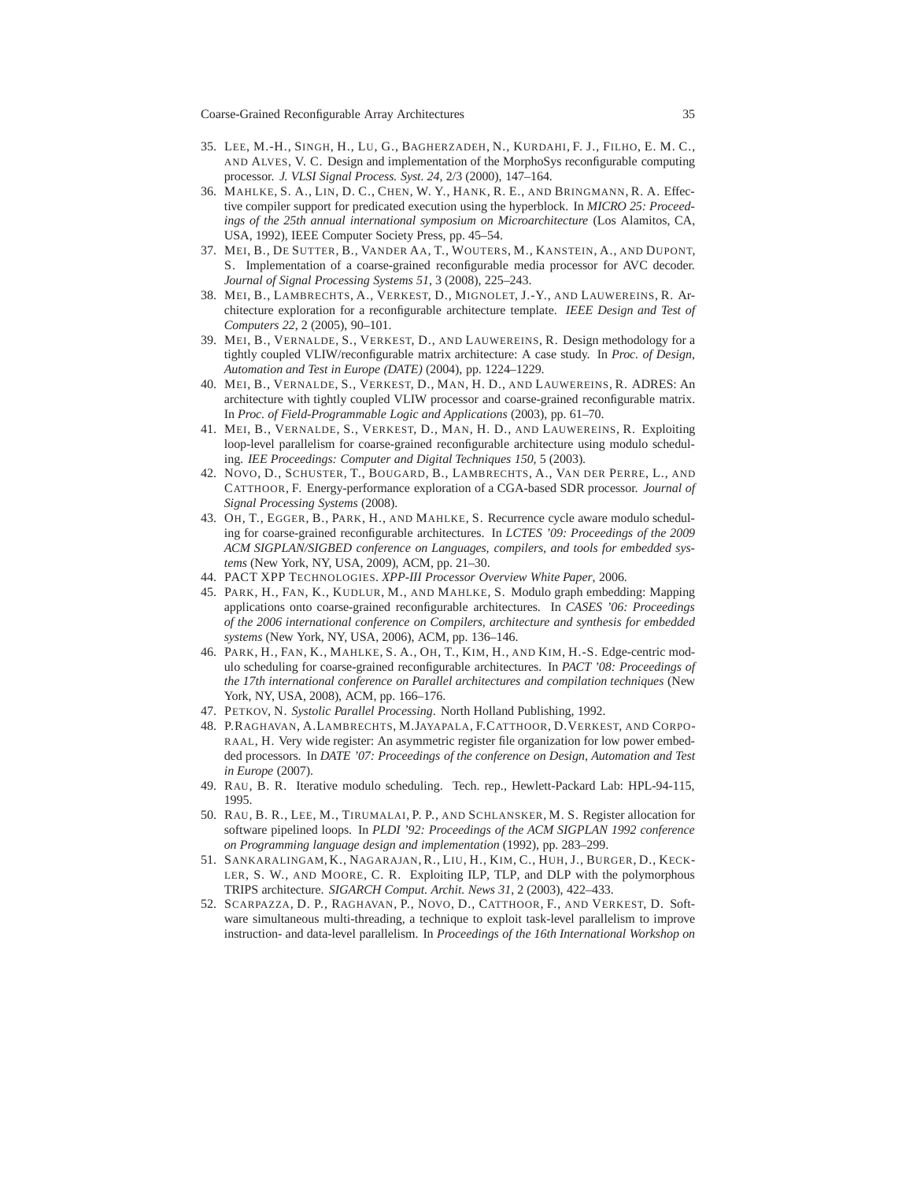35. Lee, M.-H., Singh, H., Lu, G., Bagherzadeh, N., Kurdahi, F. J., Filho, E. M. C., and Alves, V. C. Design and implementation of the MorphoSys reconfigurable computing processor. *J. VLSI Signal Process. Syst. 24*, 2/3 (2000), 147–164.
36. Mahlke, S. A., Lin, D. C., Chen, W. Y., Hank, R. E., and Bringmann, R. A. Effective compiler support for predicated execution using the hyperblock. In *MICRO 25: Proceedings of the 25th annual international symposium on Microarchitecture* (Los Alamitos, CA, USA, 1992), IEEE Computer Society Press, pp. 45–54.
37. Mei, B., De Sutter, B., Vander Aa, T., Wouters, M., Kanstein, A., and Dupont, S. Implementation of a coarse-grained reconfigurable media processor for AVC decoder. *Journal of Signal Processing Systems 51*, 3 (2008), 225–243.
38. Mei, B., Lambrechts, A., Verkest, D., Mignolet, J.-Y., and Lauwereins, R. Architecture exploration for a reconfigurable architecture template. *IEEE Design and Test of Computers 22*, 2 (2005), 90–101.
39. Mei, B., Vernalde, S., Verkest, D., and Lauwereins, R. Design methodology for a tightly coupled VLIW/reconfigurable matrix architecture: A case study. In *Proc. of Design, Automation and Test in Europe (DATE)* (2004), pp. 1224–1229.
40. Mei, B., Vernalde, S., Verkest, D., Man, H. D., and Lauwereins, R. ADRES: An architecture with tightly coupled VLIW processor and coarse-grained reconfigurable matrix. In *Proc. of Field-Programmable Logic and Applications* (2003), pp. 61–70.
41. Mei, B., Vernalde, S., Verkest, D., Man, H. D., and Lauwereins, R. Exploiting loop-level parallelism for coarse-grained reconfigurable architecture using modulo scheduling. *IEE Proceedings: Computer and Digital Techniques 150*, 5 (2003).
42. Novo, D., Schuster, T., Bougard, B., Lambrechts, A., Van der Perre, L., and Catthoor, F. Energy-performance exploration of a CGA-based SDR processor. *Journal of Signal Processing Systems* (2008).
43. Oh, T., Egger, B., Park, H., and Mahlke, S. Recurrence cycle aware modulo scheduling for coarse-grained reconfigurable architectures. In *LCTES '09: Proceedings of the 2009 ACM SIGPLAN/SIGBED conference on Languages, compilers, and tools for embedded systems* (New York, NY, USA, 2009), ACM, pp. 21–30.
44. PACT XPP Technologies. *XPP-III Processor Overview White Paper*, 2006.
45. Park, H., Fan, K., Kudlur, M., and Mahlke, S. Modulo graph embedding: Mapping applications onto coarse-grained reconfigurable architectures. In *CASES '06: Proceedings of the 2006 international conference on Compilers, architecture and synthesis for embedded systems* (New York, NY, USA, 2006), ACM, pp. 136–146.
46. Park, H., Fan, K., Mahlke, S. A., Oh, T., Kim, H., and Kim, H.-S. Edge-centric modulo scheduling for coarse-grained reconfigurable architectures. In *PACT '08: Proceedings of the 17th international conference on Parallel architectures and compilation techniques* (New York, NY, USA, 2008), ACM, pp. 166–176.
47. Petkov, N. *Systolic Parallel Processing*. North Holland Publishing, 1992.
48. P.Raghavan, A.Lambrechts, M.Jayapala, F.Catthoor, D.Verkest, and Corporaal, H. Very wide register: An asymmetric register file organization for low power embedded processors. In *DATE '07: Proceedings of the conference on Design, Automation and Test in Europe* (2007).
49. Rau, B. R. Iterative modulo scheduling. Tech. rep., Hewlett-Packard Lab: HPL-94-115, 1995.
50. Rau, B. R., Lee, M., Tirumalai, P. P., and Schlansker, M. S. Register allocation for software pipelined loops. In *PLDI '92: Proceedings of the ACM SIGPLAN 1992 conference on Programming language design and implementation* (1992), pp. 283–299.
51. Sankaralingam, K., Nagarajan, R., Liu, H., Kim, C., Huh, J., Burger, D., Keckler, S. W., and Moore, C. R. Exploiting ILP, TLP, and DLP with the polymorphous TRIPS architecture. *SIGARCH Comput. Archit. News 31*, 2 (2003), 422–433.
52. Scarpazza, D. P., Raghavan, P., Novo, D., Catthoor, F., and Verkest, D. Software simultaneous multi-threading, a technique to exploit task-level parallelism to improve instruction- and data-level parallelism. In *Proceedings of the 16th International Workshop on*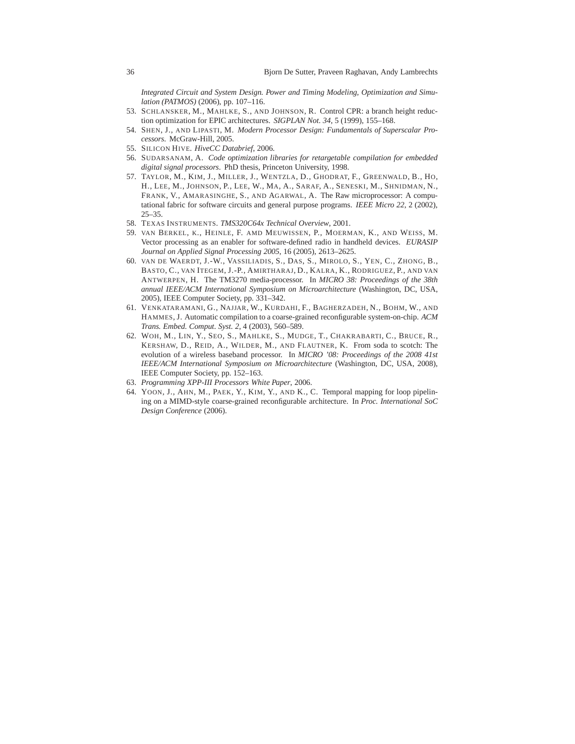*Integrated Circuit and System Design. Power and Timing Modeling, Optimization and Simulation (PATMOS)* (2006), pp. 107–116.

53. SCHLANSKER, M., MAHLKE, S., AND JOHNSON, R. Control CPR: a branch height reduction optimization for EPIC architectures. *SIGPLAN Not. 34*, 5 (1999), 155–168.
54. SHEN, J., AND LIPASTI, M. *Modern Processor Design: Fundamentals of Superscalar Processors*. McGraw-Hill, 2005.
55. SILICON HIVE. *HiveCC Databrief*, 2006.
56. SUDARSANAM, A. *Code optimization libraries for retargetable compilation for embedded digital signal processors*. PhD thesis, Princeton University, 1998.
57. TAYLOR, M., KIM, J., MILLER, J., WENTZLA, D., GHODRAT, F., GREENWALD, B., HO, H., LEE, M., JOHNSON, P., LEE, W., MA, A., SARAF, A., SENESKI, M., SHNIDMAN, N., FRANK, V., AMARASINGHE, S., AND AGARWAL, A. The Raw microprocessor: A computational fabric for software circuits and general purpose programs. *IEEE Micro 22*, 2 (2002), 25–35.
58. TEXAS INSTRUMENTS. *TMS320C64x Technical Overview*, 2001.
59. VAN BERKEL, K., HEINLE, F. AMD MEUWISSEN, P., MOERMAN, K., AND WEISS, M. Vector processing as an enabler for software-defined radio in handheld devices. *EURASIP Journal on Applied Signal Processing 2005*, 16 (2005), 2613–2625.
60. VAN DE WAERDT, J.-W., VASSILIADIS, S., DAS, S., MIROLO, S., YEN, C., ZHONG, B., BASTO, C., VAN ITEGEM, J.-P., AMIRTHARAJ, D., KALRA, K., RODRIGUEZ, P., AND VAN ANTWERPEN, H. The TM3270 media-processor. In *MICRO 38: Proceedings of the 38th annual IEEE/ACM International Symposium on Microarchitecture* (Washington, DC, USA, 2005), IEEE Computer Society, pp. 331–342.
61. VENKATARAMANI, G., NAJJAR, W., KURDAHI, F., BAGHERZADEH, N., BOHM, W., AND HAMMES, J. Automatic compilation to a coarse-grained reconfigurable system-on-chip. *ACM Trans. Embed. Comput. Syst. 2*, 4 (2003), 560–589.
62. WOH, M., LIN, Y., SEO, S., MAHLKE, S., MUDGE, T., CHAKRABARTI, C., BRUCE, R., KERSHAW, D., REID, A., WILDER, M., AND FLAUTNER, K. From soda to scotch: The evolution of a wireless baseband processor. In *MICRO '08: Proceedings of the 2008 41st IEEE/ACM International Symposium on Microarchitecture* (Washington, DC, USA, 2008), IEEE Computer Society, pp. 152–163.
63. *Programming XPP-III Processors White Paper*, 2006.
64. YOON, J., AHN, M., PAEK, Y., KIM, Y., AND K., C. Temporal mapping for loop pipelining on a MIMD-style coarse-grained reconfigurable architecture. In *Proc. International SoC Design Conference* (2006).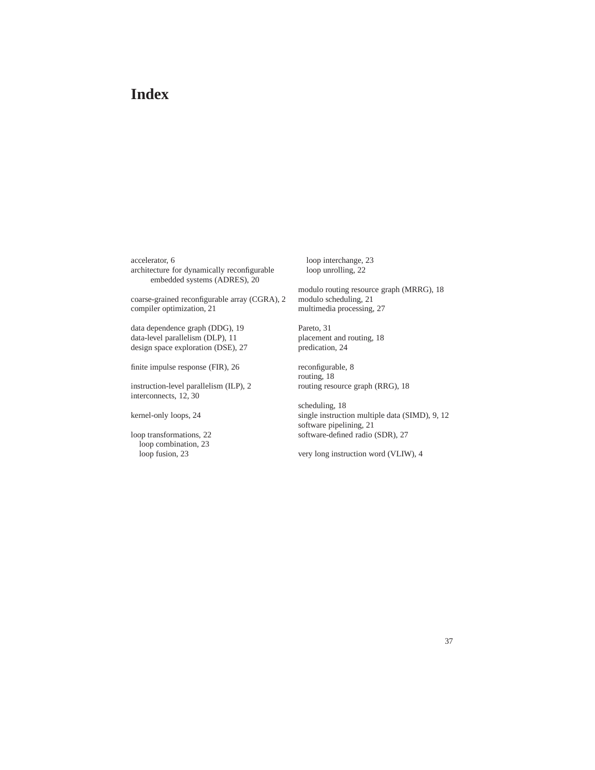# Index

accelerator, 6
architecture for dynamically reconfigurable embedded systems (ADRES), 20

coarse-grained reconfigurable array (CGRA), 2
compiler optimization, 21

data dependence graph (DDG), 19
data-level parallelism (DLP), 11
design space exploration (DSE), 27

finite impulse response (FIR), 26

instruction-level parallelism (ILP), 2
interconnects, 12, 30

kernel-only loops, 24

loop transformations, 22
- loop combination, 23
- loop fusion, 23
- loop interchange, 23
- loop unrolling, 22

modulo routing resource graph (MRRG), 18
modulo scheduling, 21
multimedia processing, 27

Pareto, 31
placement and routing, 18
predication, 24

reconfigurable, 8
routing, 18
routing resource graph (RRG), 18

scheduling, 18
single instruction multiple data (SIMD), 9, 12
software pipelining, 21
software-defined radio (SDR), 27

very long instruction word (VLIW), 4